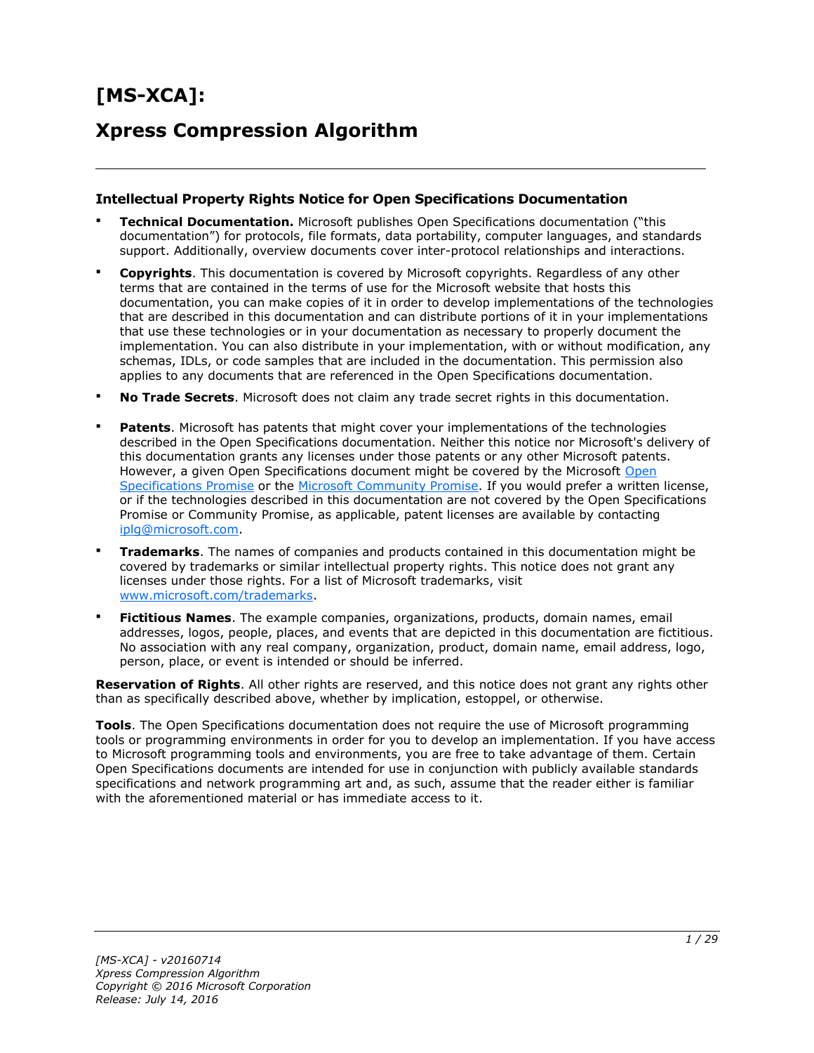# [MS-XCA]:

# Xpress Compression Algorithm

---

### Intellectual Property Rights Notice for Open Specifications Documentation

- **Technical Documentation.** Microsoft publishes Open Specifications documentation ("this documentation") for protocols, file formats, data portability, computer languages, and standards support. Additionally, overview documents cover inter-protocol relationships and interactions.
- **Copyrights**. This documentation is covered by Microsoft copyrights. Regardless of any other terms that are contained in the terms of use for the Microsoft website that hosts this documentation, you can make copies of it in order to develop implementations of the technologies that are described in this documentation and can distribute portions of it in your implementations that use these technologies or in your documentation as necessary to properly document the implementation. You can also distribute in your implementation, with or without modification, any schemas, IDLs, or code samples that are included in the documentation. This permission also applies to any documents that are referenced in the Open Specifications documentation.
- **No Trade Secrets**. Microsoft does not claim any trade secret rights in this documentation.
- **Patents**. Microsoft has patents that might cover your implementations of the technologies described in the Open Specifications documentation. Neither this notice nor Microsoft's delivery of this documentation grants any licenses under those patents or any other Microsoft patents. However, a given Open Specifications document might be covered by the Microsoft Open Specifications Promise or the Microsoft Community Promise. If you would prefer a written license, or if the technologies described in this documentation are not covered by the Open Specifications Promise or Community Promise, as applicable, patent licenses are available by contacting iplg@microsoft.com.
- **Trademarks**. The names of companies and products contained in this documentation might be covered by trademarks or similar intellectual property rights. This notice does not grant any licenses under those rights. For a list of Microsoft trademarks, visit www.microsoft.com/trademarks.
- **Fictitious Names**. The example companies, organizations, products, domain names, email addresses, logos, people, places, and events that are depicted in this documentation are fictitious. No association with any real company, organization, product, domain name, email address, logo, person, place, or event is intended or should be inferred.

**Reservation of Rights**. All other rights are reserved, and this notice does not grant any rights other than as specifically described above, whether by implication, estoppel, or otherwise.

**Tools**. The Open Specifications documentation does not require the use of Microsoft programming tools or programming environments in order for you to develop an implementation. If you have access to Microsoft programming tools and environments, you are free to take advantage of them. Certain Open Specifications documents are intended for use in conjunction with publicly available standards specifications and network programming art and, as such, assume that the reader either is familiar with the aforementioned material or has immediate access to it.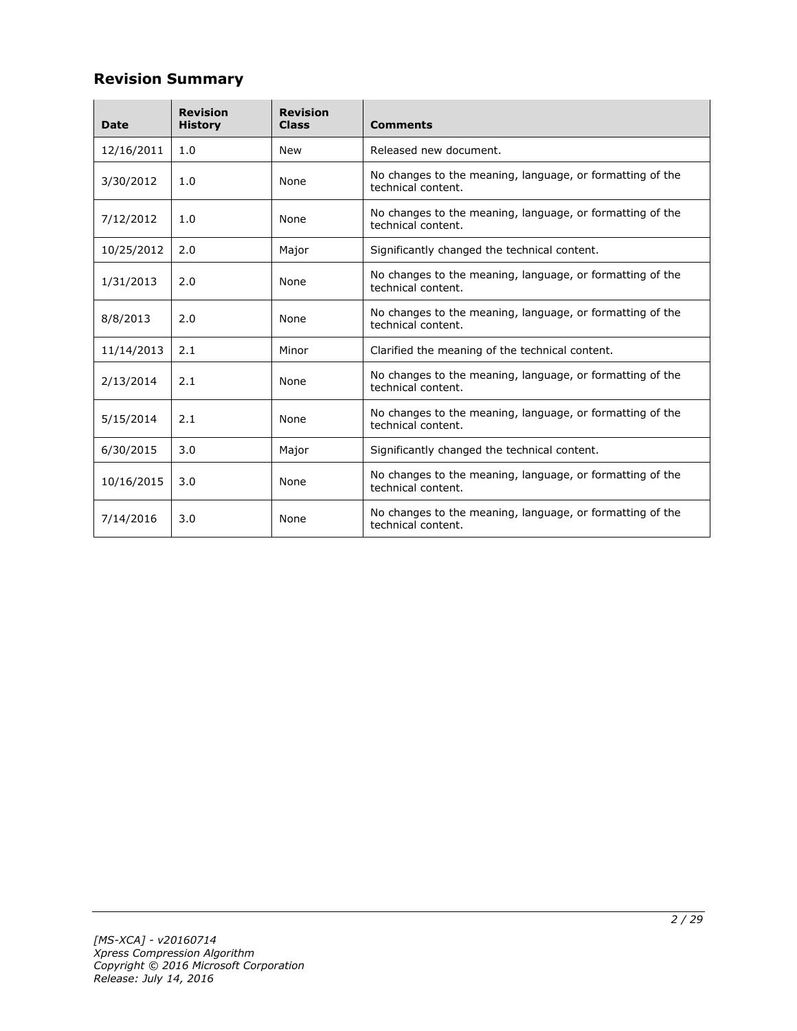## Revision Summary

| Date | Revision History | Revision Class | Comments |
|---|---|---|---|
| 12/16/2011 | 1.0 | New | Released new document. |
| 3/30/2012 | 1.0 | None | No changes to the meaning, language, or formatting of the technical content. |
| 7/12/2012 | 1.0 | None | No changes to the meaning, language, or formatting of the technical content. |
| 10/25/2012 | 2.0 | Major | Significantly changed the technical content. |
| 1/31/2013 | 2.0 | None | No changes to the meaning, language, or formatting of the technical content. |
| 8/8/2013 | 2.0 | None | No changes to the meaning, language, or formatting of the technical content. |
| 11/14/2013 | 2.1 | Minor | Clarified the meaning of the technical content. |
| 2/13/2014 | 2.1 | None | No changes to the meaning, language, or formatting of the technical content. |
| 5/15/2014 | 2.1 | None | No changes to the meaning, language, or formatting of the technical content. |
| 6/30/2015 | 3.0 | Major | Significantly changed the technical content. |
| 10/16/2015 | 3.0 | None | No changes to the meaning, language, or formatting of the technical content. |
| 7/14/2016 | 3.0 | None | No changes to the meaning, language, or formatting of the technical content. |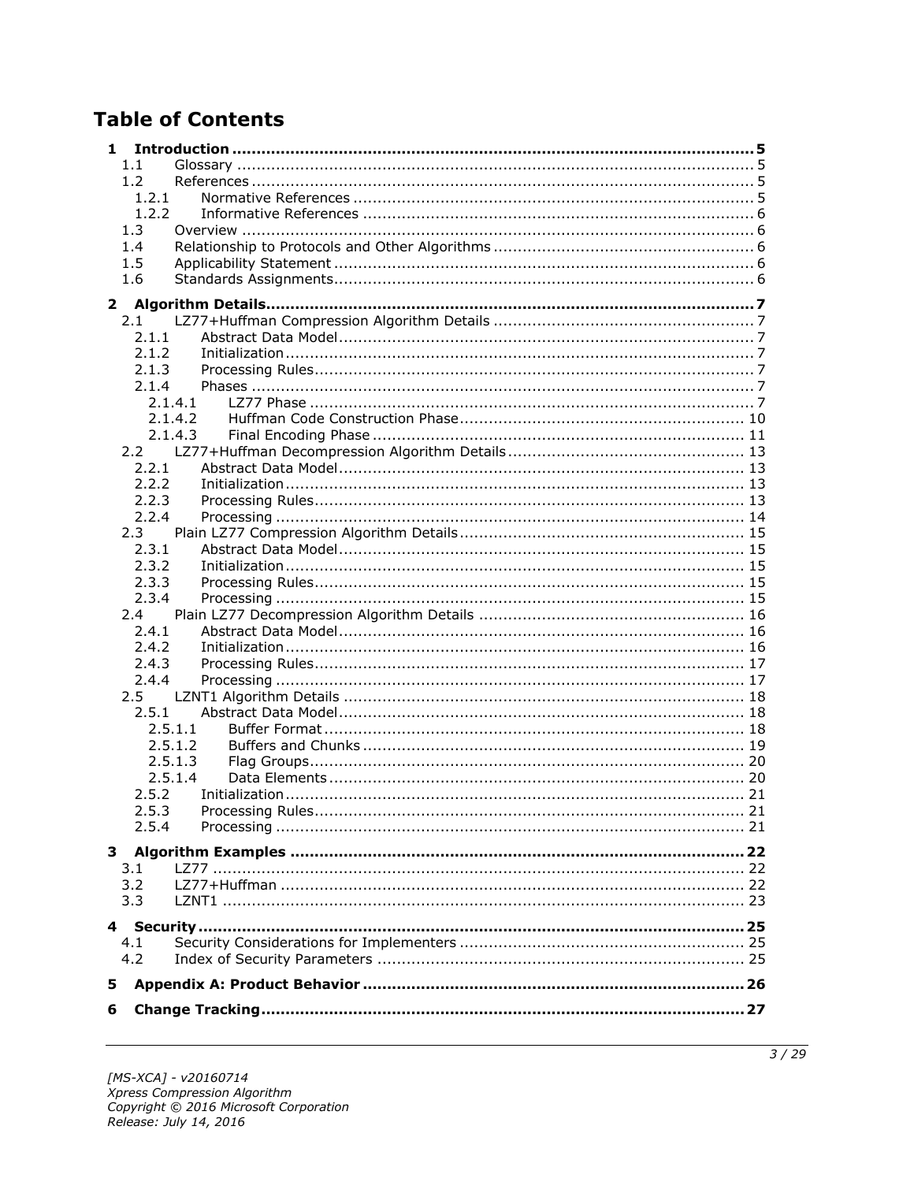# Table of Contents

- **1 Introduction .......... 5**
  - 1.1 Glossary .......... 5
  - 1.2 References .......... 5
    - 1.2.1 Normative References .......... 5
    - 1.2.2 Informative References .......... 6
  - 1.3 Overview .......... 6
  - 1.4 Relationship to Protocols and Other Algorithms .......... 6
  - 1.5 Applicability Statement .......... 6
  - 1.6 Standards Assignments .......... 6
- **2 Algorithm Details .......... 7**
  - 2.1 LZ77+Huffman Compression Algorithm Details .......... 7
    - 2.1.1 Abstract Data Model .......... 7
    - 2.1.2 Initialization .......... 7
    - 2.1.3 Processing Rules .......... 7
    - 2.1.4 Phases .......... 7
      - 2.1.4.1 LZ77 Phase .......... 7
      - 2.1.4.2 Huffman Code Construction Phase .......... 10
      - 2.1.4.3 Final Encoding Phase .......... 11
  - 2.2 LZ77+Huffman Decompression Algorithm Details .......... 13
    - 2.2.1 Abstract Data Model .......... 13
    - 2.2.2 Initialization .......... 13
    - 2.2.3 Processing Rules .......... 13
    - 2.2.4 Processing .......... 14
  - 2.3 Plain LZ77 Compression Algorithm Details .......... 15
    - 2.3.1 Abstract Data Model .......... 15
    - 2.3.2 Initialization .......... 15
    - 2.3.3 Processing Rules .......... 15
    - 2.3.4 Processing .......... 15
  - 2.4 Plain LZ77 Decompression Algorithm Details .......... 16
    - 2.4.1 Abstract Data Model .......... 16
    - 2.4.2 Initialization .......... 16
    - 2.4.3 Processing Rules .......... 17
    - 2.4.4 Processing .......... 17
  - 2.5 LZNT1 Algorithm Details .......... 18
    - 2.5.1 Abstract Data Model .......... 18
      - 2.5.1.1 Buffer Format .......... 18
      - 2.5.1.2 Buffers and Chunks .......... 19
      - 2.5.1.3 Flag Groups .......... 20
      - 2.5.1.4 Data Elements .......... 20
    - 2.5.2 Initialization .......... 21
    - 2.5.3 Processing Rules .......... 21
    - 2.5.4 Processing .......... 21
- **3 Algorithm Examples .......... 22**
  - 3.1 LZ77 .......... 22
  - 3.2 LZ77+Huffman .......... 22
  - 3.3 LZNT1 .......... 23
- **4 Security .......... 25**
  - 4.1 Security Considerations for Implementers .......... 25
  - 4.2 Index of Security Parameters .......... 25
- **5 Appendix A: Product Behavior .......... 26**
- **6 Change Tracking .......... 27**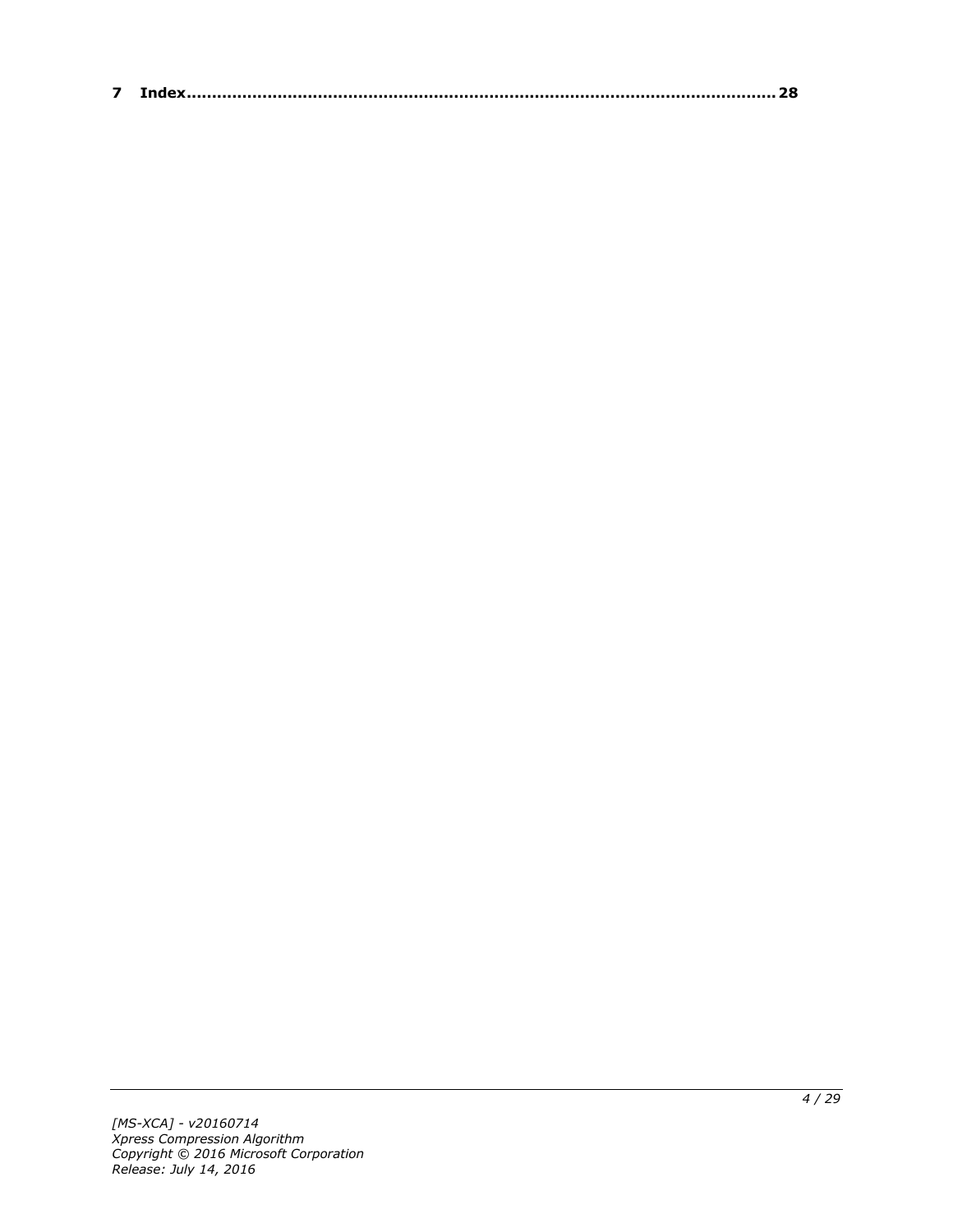**7 Index........................................................................................................ 28**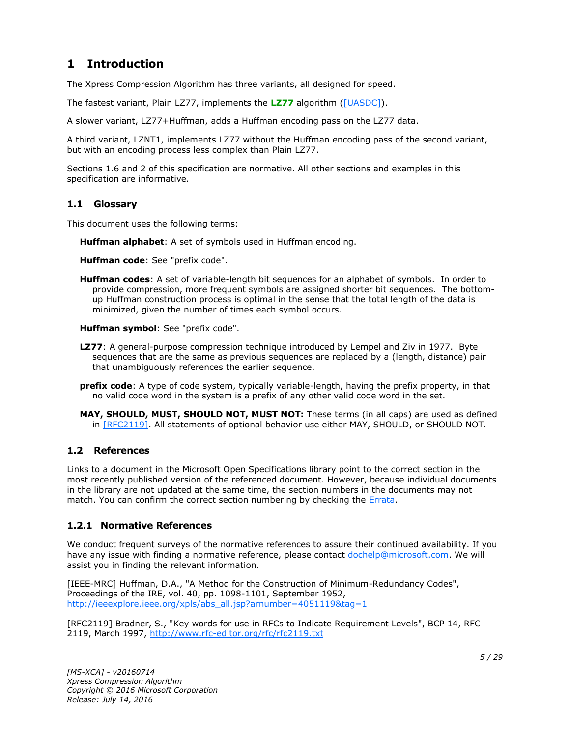# 1 Introduction

The Xpress Compression Algorithm has three variants, all designed for speed.

The fastest variant, Plain LZ77, implements the **LZ77** algorithm ([UASDC]).

A slower variant, LZ77+Huffman, adds a Huffman encoding pass on the LZ77 data.

A third variant, LZNT1, implements LZ77 without the Huffman encoding pass of the second variant, but with an encoding process less complex than Plain LZ77.

Sections 1.6 and 2 of this specification are normative. All other sections and examples in this specification are informative.

## 1.1 Glossary

This document uses the following terms:

**Huffman alphabet**: A set of symbols used in Huffman encoding.

**Huffman code**: See "prefix code".

**Huffman codes**: A set of variable-length bit sequences for an alphabet of symbols. In order to provide compression, more frequent symbols are assigned shorter bit sequences. The bottom-up Huffman construction process is optimal in the sense that the total length of the data is minimized, given the number of times each symbol occurs.

**Huffman symbol**: See "prefix code".

**LZ77**: A general-purpose compression technique introduced by Lempel and Ziv in 1977. Byte sequences that are the same as previous sequences are replaced by a (length, distance) pair that unambiguously references the earlier sequence.

**prefix code**: A type of code system, typically variable-length, having the prefix property, in that no valid code word in the system is a prefix of any other valid code word in the set.

**MAY, SHOULD, MUST, SHOULD NOT, MUST NOT:** These terms (in all caps) are used as defined in [RFC2119]. All statements of optional behavior use either MAY, SHOULD, or SHOULD NOT.

## 1.2 References

Links to a document in the Microsoft Open Specifications library point to the correct section in the most recently published version of the referenced document. However, because individual documents in the library are not updated at the same time, the section numbers in the documents may not match. You can confirm the correct section numbering by checking the Errata.

### 1.2.1 Normative References

We conduct frequent surveys of the normative references to assure their continued availability. If you have any issue with finding a normative reference, please contact dochelp@microsoft.com. We will assist you in finding the relevant information.

[IEEE-MRC] Huffman, D.A., "A Method for the Construction of Minimum-Redundancy Codes", Proceedings of the IRE, vol. 40, pp. 1098-1101, September 1952, http://ieeexplore.ieee.org/xpls/abs_all.jsp?arnumber=4051119&tag=1

[RFC2119] Bradner, S., "Key words for use in RFCs to Indicate Requirement Levels", BCP 14, RFC 2119, March 1997, http://www.rfc-editor.org/rfc/rfc2119.txt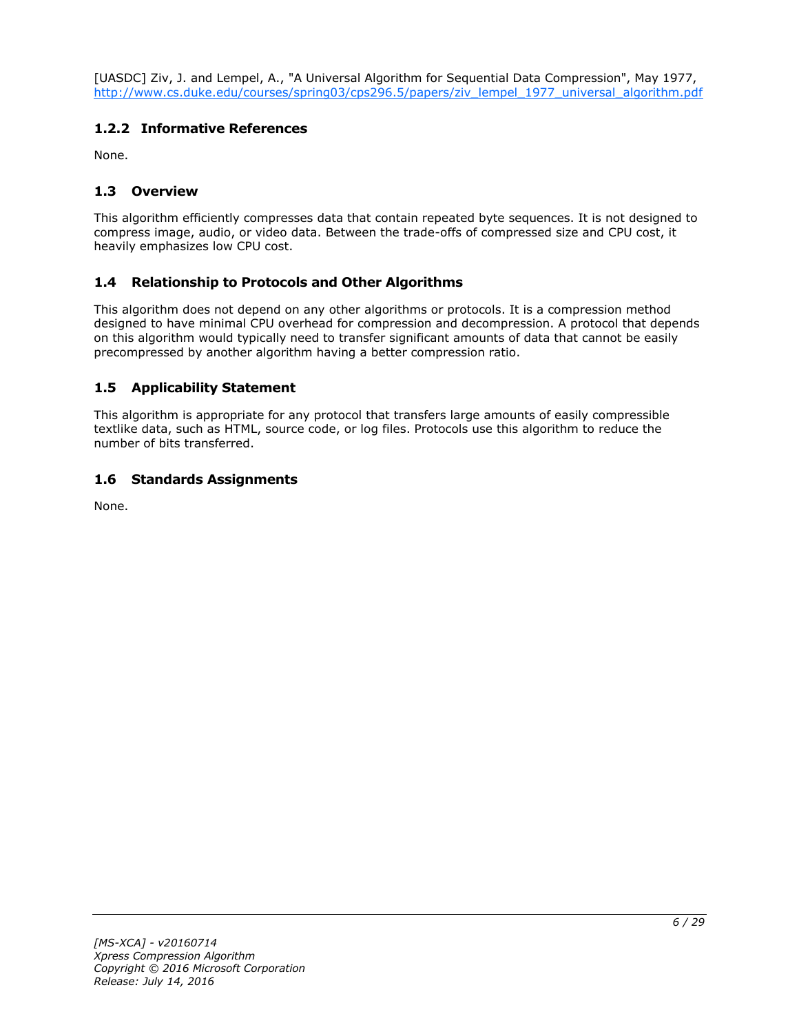[UASDC] Ziv, J. and Lempel, A., "A Universal Algorithm for Sequential Data Compression", May 1977, http://www.cs.duke.edu/courses/spring03/cps296.5/papers/ziv_lempel_1977_universal_algorithm.pdf

### 1.2.2 Informative References

None.

## 1.3 Overview

This algorithm efficiently compresses data that contain repeated byte sequences. It is not designed to compress image, audio, or video data. Between the trade-offs of compressed size and CPU cost, it heavily emphasizes low CPU cost.

## 1.4 Relationship to Protocols and Other Algorithms

This algorithm does not depend on any other algorithms or protocols. It is a compression method designed to have minimal CPU overhead for compression and decompression. A protocol that depends on this algorithm would typically need to transfer significant amounts of data that cannot be easily precompressed by another algorithm having a better compression ratio.

## 1.5 Applicability Statement

This algorithm is appropriate for any protocol that transfers large amounts of easily compressible textlike data, such as HTML, source code, or log files. Protocols use this algorithm to reduce the number of bits transferred.

## 1.6 Standards Assignments

None.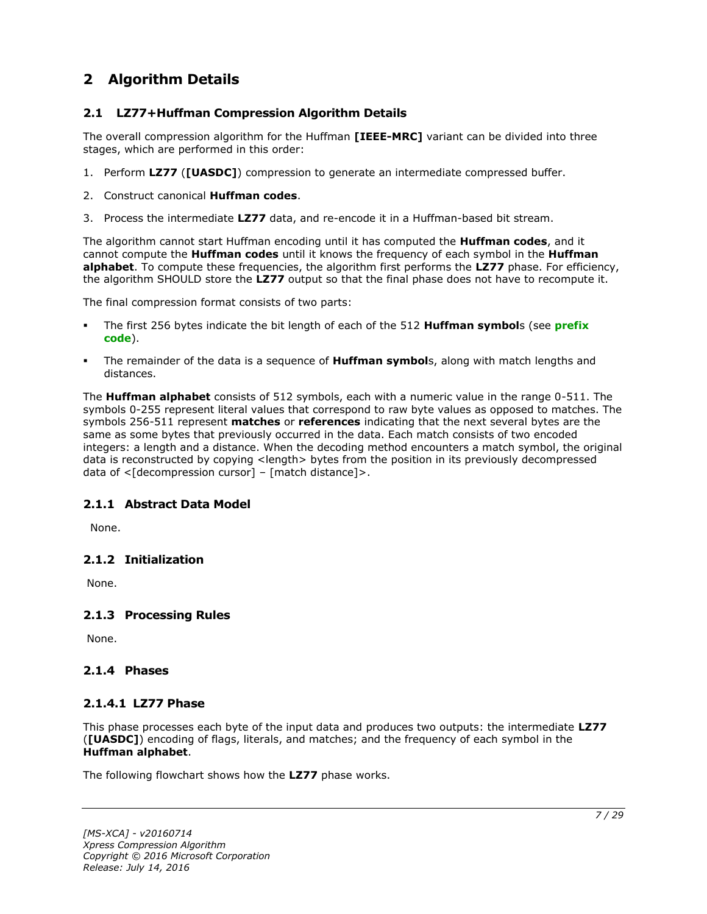# 2 Algorithm Details

## 2.1 LZ77+Huffman Compression Algorithm Details

The overall compression algorithm for the Huffman **[IEEE-MRC]** variant can be divided into three stages, which are performed in this order:

1. Perform **LZ77** (**[UASDC]**) compression to generate an intermediate compressed buffer.

2. Construct canonical **Huffman codes**.

3. Process the intermediate **LZ77** data, and re-encode it in a Huffman-based bit stream.

The algorithm cannot start Huffman encoding until it has computed the **Huffman codes**, and it cannot compute the **Huffman codes** until it knows the frequency of each symbol in the **Huffman alphabet**. To compute these frequencies, the algorithm first performs the **LZ77** phase. For efficiency, the algorithm SHOULD store the **LZ77** output so that the final phase does not have to recompute it.

The final compression format consists of two parts:

- The first 256 bytes indicate the bit length of each of the 512 **Huffman symbol**s (see **prefix code**).
- The remainder of the data is a sequence of **Huffman symbol**s, along with match lengths and distances.

The **Huffman alphabet** consists of 512 symbols, each with a numeric value in the range 0-511. The symbols 0-255 represent literal values that correspond to raw byte values as opposed to matches. The symbols 256-511 represent **matches** or **references** indicating that the next several bytes are the same as some bytes that previously occurred in the data. Each match consists of two encoded integers: a length and a distance. When the decoding method encounters a match symbol, the original data is reconstructed by copying <length> bytes from the position in its previously decompressed data of <[decompression cursor] – [match distance]>.

### 2.1.1 Abstract Data Model

None.

### 2.1.2 Initialization

None.

### 2.1.3 Processing Rules

None.

### 2.1.4 Phases

#### 2.1.4.1 LZ77 Phase

This phase processes each byte of the input data and produces two outputs: the intermediate **LZ77** (**[UASDC]**) encoding of flags, literals, and matches; and the frequency of each symbol in the **Huffman alphabet**.

The following flowchart shows how the **LZ77** phase works.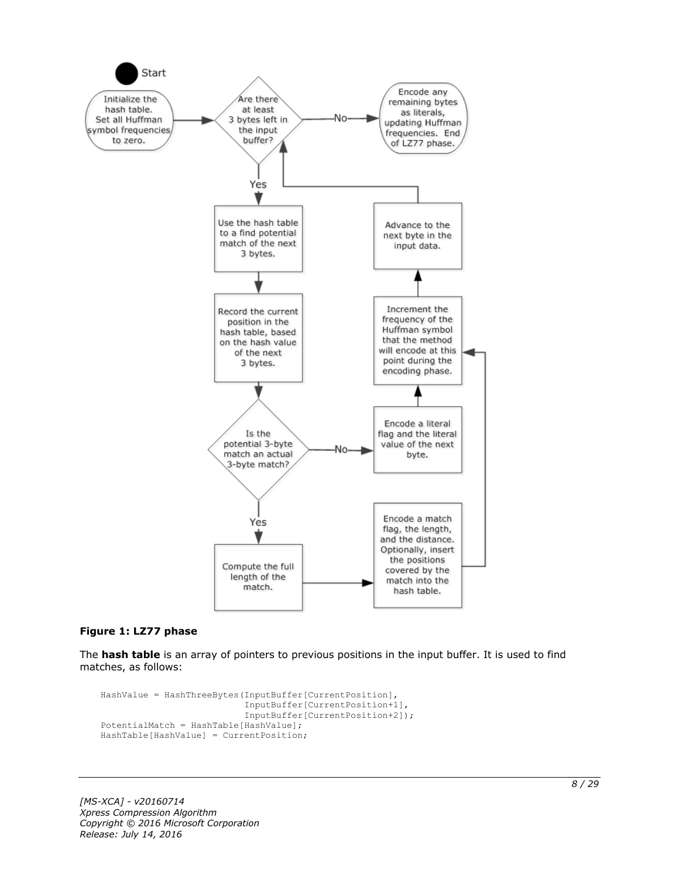Figure 1: LZ77 phase

The **hash table** is an array of pointers to previous positions in the input buffer. It is used to find matches, as follows:

```
HashValue = HashThreeBytes(InputBuffer[CurrentPosition],
                           InputBuffer[CurrentPosition+1],
                           InputBuffer[CurrentPosition+2]);
PotentialMatch = HashTable[HashValue];
HashTable[HashValue] = CurrentPosition;
```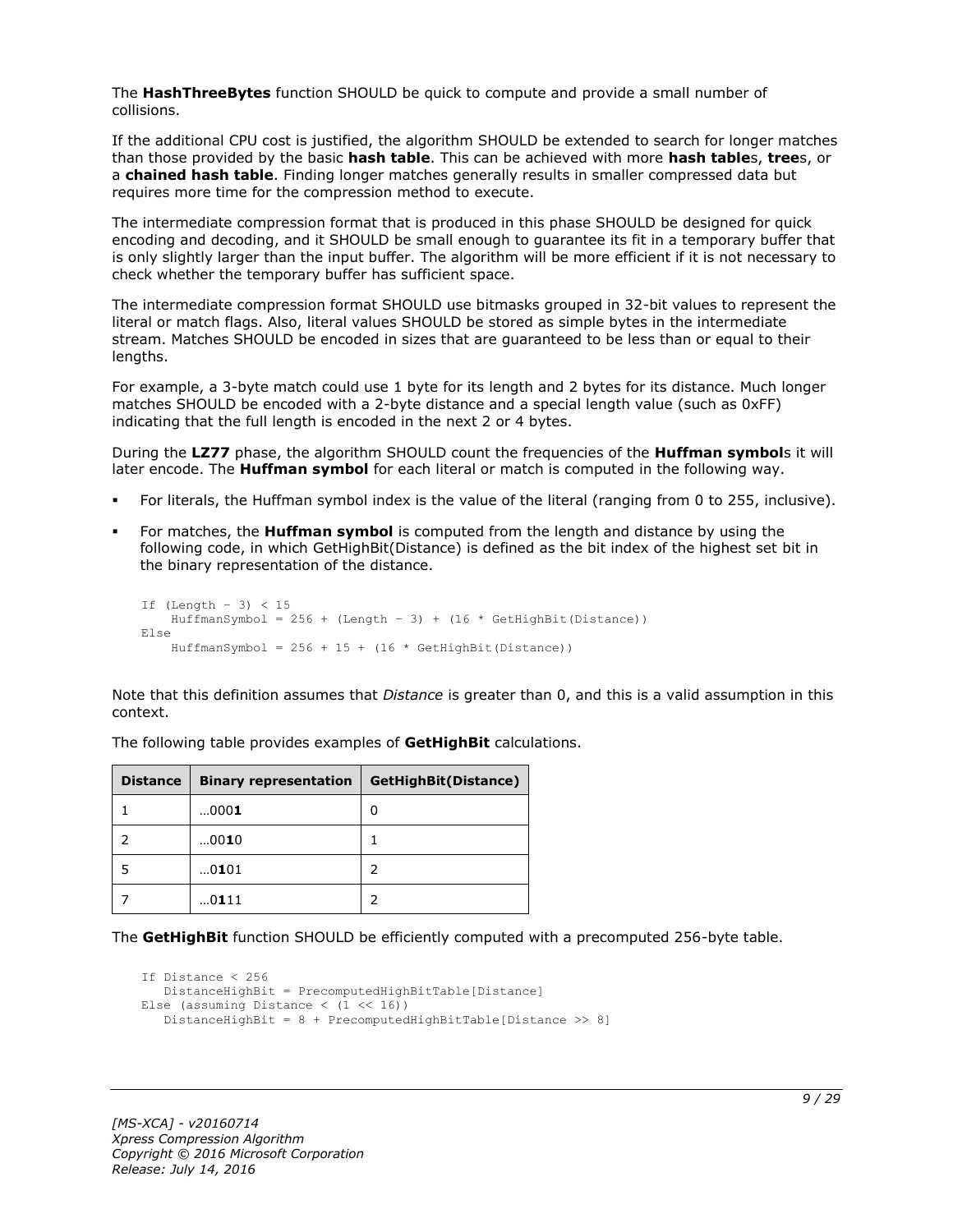The **HashThreeBytes** function SHOULD be quick to compute and provide a small number of collisions.

If the additional CPU cost is justified, the algorithm SHOULD be extended to search for longer matches than those provided by the basic **hash table**. This can be achieved with more **hash table**s, **tree**s, or a **chained hash table**. Finding longer matches generally results in smaller compressed data but requires more time for the compression method to execute.

The intermediate compression format that is produced in this phase SHOULD be designed for quick encoding and decoding, and it SHOULD be small enough to guarantee its fit in a temporary buffer that is only slightly larger than the input buffer. The algorithm will be more efficient if it is not necessary to check whether the temporary buffer has sufficient space.

The intermediate compression format SHOULD use bitmasks grouped in 32-bit values to represent the literal or match flags. Also, literal values SHOULD be stored as simple bytes in the intermediate stream. Matches SHOULD be encoded in sizes that are guaranteed to be less than or equal to their lengths.

For example, a 3-byte match could use 1 byte for its length and 2 bytes for its distance. Much longer matches SHOULD be encoded with a 2-byte distance and a special length value (such as 0xFF) indicating that the full length is encoded in the next 2 or 4 bytes.

During the **LZ77** phase, the algorithm SHOULD count the frequencies of the **Huffman symbol**s it will later encode. The **Huffman symbol** for each literal or match is computed in the following way.

- For literals, the Huffman symbol index is the value of the literal (ranging from 0 to 255, inclusive).
- For matches, the **Huffman symbol** is computed from the length and distance by using the following code, in which GetHighBit(Distance) is defined as the bit index of the highest set bit in the binary representation of the distance.

```
If (Length - 3) < 15
    HuffmanSymbol = 256 + (Length - 3) + (16 * GetHighBit(Distance))
Else
    HuffmanSymbol = 256 + 15 + (16 * GetHighBit(Distance))
```

Note that this definition assumes that *Distance* is greater than 0, and this is a valid assumption in this context.

The following table provides examples of **GetHighBit** calculations.

| Distance | Binary representation | GetHighBit(Distance) |
|---|---|---|
| 1 | …000**1** | 0 |
| 2 | …00**1**0 | 1 |
| 5 | …0**1**01 | 2 |
| 7 | …0**1**11 | 2 |

The **GetHighBit** function SHOULD be efficiently computed with a precomputed 256-byte table.

```
If Distance < 256
   DistanceHighBit = PrecomputedHighBitTable[Distance]
Else (assuming Distance < (1 << 16))
   DistanceHighBit = 8 + PrecomputedHighBitTable[Distance >> 8]
```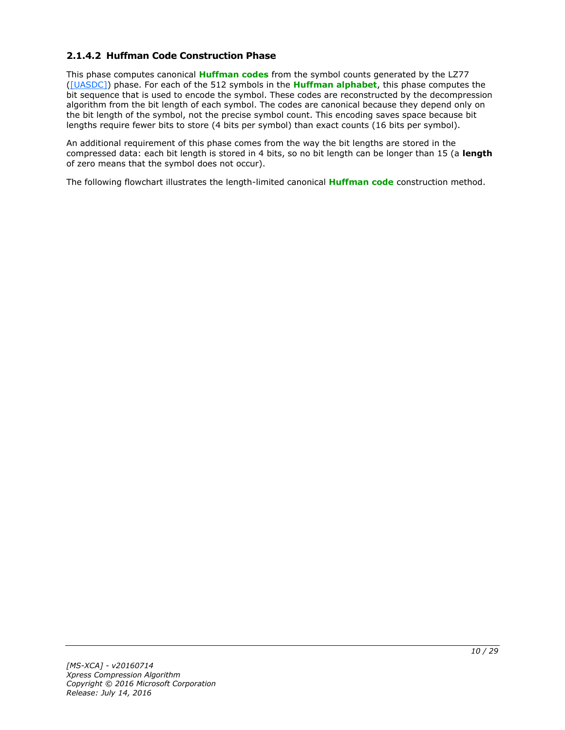### 2.1.4.2 Huffman Code Construction Phase

This phase computes canonical **Huffman codes** from the symbol counts generated by the LZ77 ([UASDC]) phase. For each of the 512 symbols in the **Huffman alphabet**, this phase computes the bit sequence that is used to encode the symbol. These codes are reconstructed by the decompression algorithm from the bit length of each symbol. The codes are canonical because they depend only on the bit length of the symbol, not the precise symbol count. This encoding saves space because bit lengths require fewer bits to store (4 bits per symbol) than exact counts (16 bits per symbol).

An additional requirement of this phase comes from the way the bit lengths are stored in the compressed data: each bit length is stored in 4 bits, so no bit length can be longer than 15 (a **length** of zero means that the symbol does not occur).

The following flowchart illustrates the length-limited canonical **Huffman code** construction method.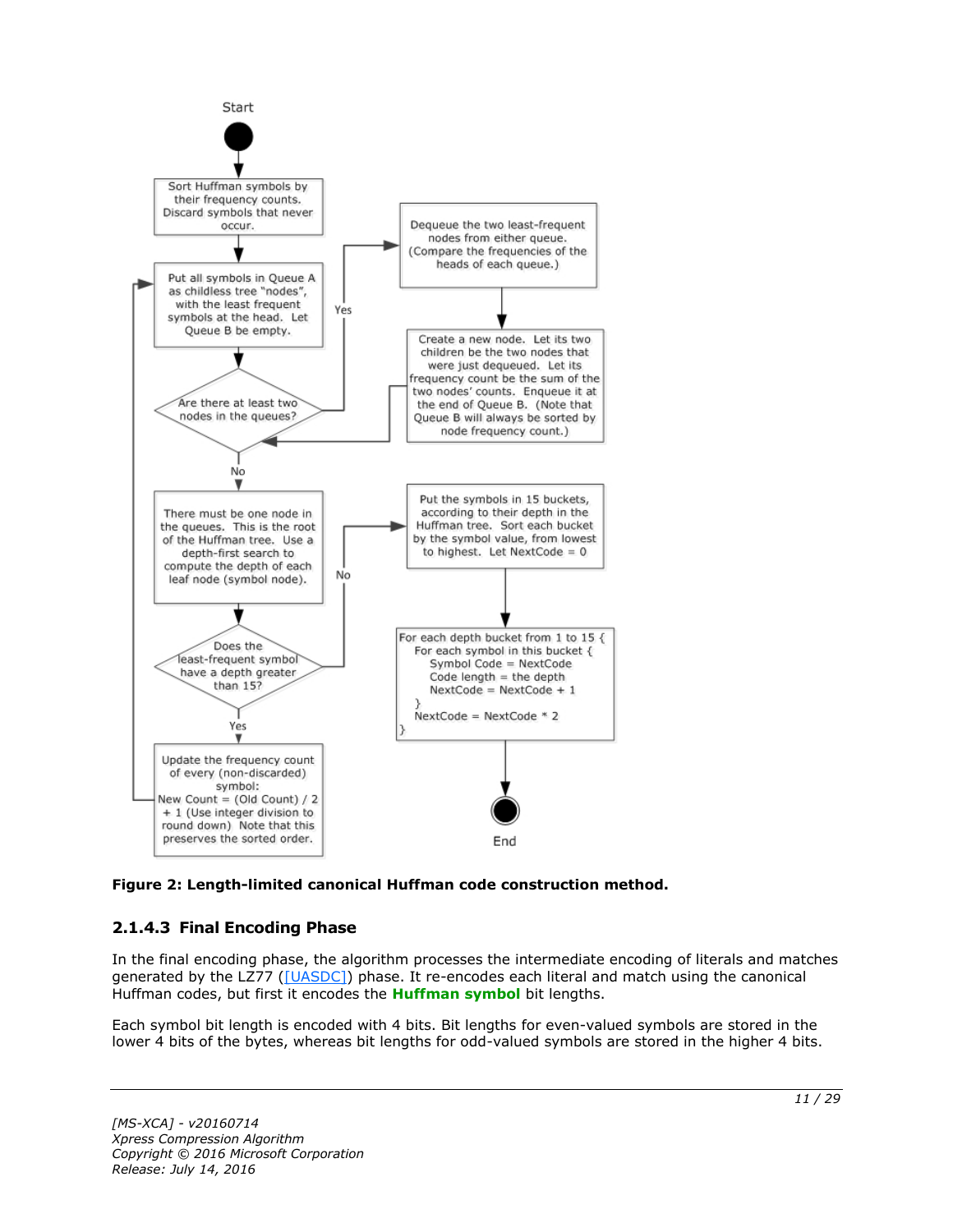Start

Sort Huffman symbols by their frequency counts. Discard symbols that never occur.

Put all symbols in Queue A as childless tree "nodes", with the least frequent symbols at the head. Let Queue B be empty.

Are there at least two nodes in the queues?

Yes

Dequeue the two least-frequent nodes from either queue. (Compare the frequencies of the heads of each queue.)

Create a new node. Let its two children be the two nodes that were just dequeued. Let its frequency count be the sum of the two nodes' counts. Enqueue it at the end of Queue B. (Note that Queue B will always be sorted by node frequency count.)

No

There must be one node in the queues. This is the root of the Huffman tree. Use a depth-first search to compute the depth of each leaf node (symbol node).

Does the least-frequent symbol have a depth greater than 15?

Yes

Update the frequency count of every (non-discarded) symbol: New Count = (Old Count) / 2 + 1 (Use integer division to round down) Note that this preserves the sorted order.

No

Put the symbols in 15 buckets, according to their depth in the Huffman tree. Sort each bucket by the symbol value, from lowest to highest. Let NextCode = 0

```
For each depth bucket from 1 to 15 {
  For each symbol in this bucket {
    Symbol Code = NextCode
    Code length = the depth
    NextCode = NextCode + 1
  }
  NextCode = NextCode * 2
}
```

End

**Figure 2: Length-limited canonical Huffman code construction method.**

### 2.1.4.3 Final Encoding Phase

In the final encoding phase, the algorithm processes the intermediate encoding of literals and matches generated by the LZ77 ([UASDC]) phase. It re-encodes each literal and match using the canonical Huffman codes, but first it encodes the **Huffman symbol** bit lengths.

Each symbol bit length is encoded with 4 bits. Bit lengths for even-valued symbols are stored in the lower 4 bits of the bytes, whereas bit lengths for odd-valued symbols are stored in the higher 4 bits.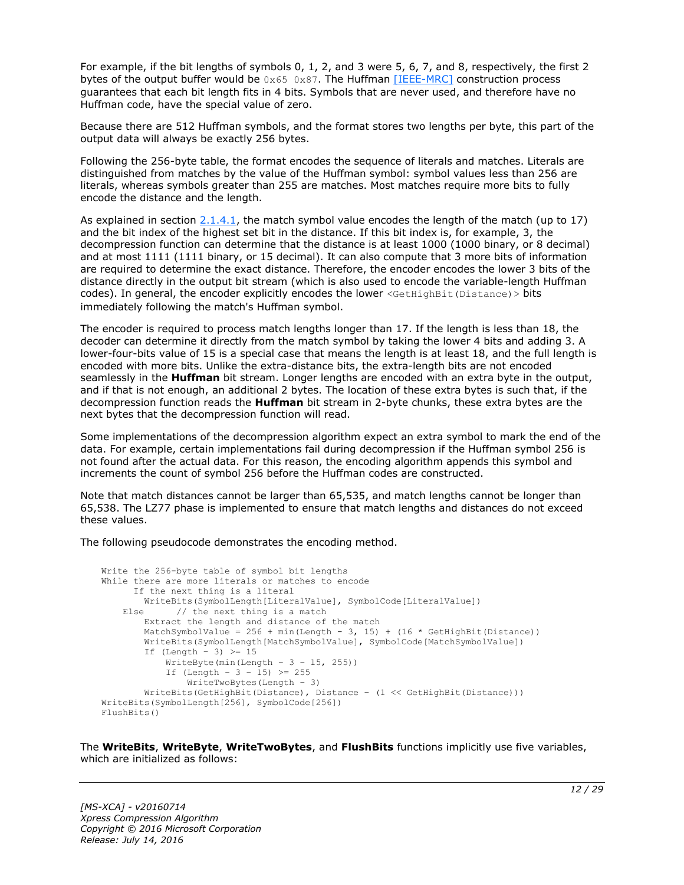For example, if the bit lengths of symbols 0, 1, 2, and 3 were 5, 6, 7, and 8, respectively, the first 2 bytes of the output buffer would be `0x65 0x87`. The Huffman [IEEE-MRC] construction process guarantees that each bit length fits in 4 bits. Symbols that are never used, and therefore have no Huffman code, have the special value of zero.

Because there are 512 Huffman symbols, and the format stores two lengths per byte, this part of the output data will always be exactly 256 bytes.

Following the 256-byte table, the format encodes the sequence of literals and matches. Literals are distinguished from matches by the value of the Huffman symbol: symbol values less than 256 are literals, whereas symbols greater than 255 are matches. Most matches require more bits to fully encode the distance and the length.

As explained in section 2.1.4.1, the match symbol value encodes the length of the match (up to 17) and the bit index of the highest set bit in the distance. If this bit index is, for example, 3, the decompression function can determine that the distance is at least 1000 (1000 binary, or 8 decimal) and at most 1111 (1111 binary, or 15 decimal). It can also compute that 3 more bits of information are required to determine the exact distance. Therefore, the encoder encodes the lower 3 bits of the distance directly in the output bit stream (which is also used to encode the variable-length Huffman codes). In general, the encoder explicitly encodes the lower `<GetHighBit(Distance)>` bits immediately following the match's Huffman symbol.

The encoder is required to process match lengths longer than 17. If the length is less than 18, the decoder can determine it directly from the match symbol by taking the lower 4 bits and adding 3. A lower-four-bits value of 15 is a special case that means the length is at least 18, and the full length is encoded with more bits. Unlike the extra-distance bits, the extra-length bits are not encoded seamlessly in the **Huffman** bit stream. Longer lengths are encoded with an extra byte in the output, and if that is not enough, an additional 2 bytes. The location of these extra bytes is such that, if the decompression function reads the **Huffman** bit stream in 2-byte chunks, these extra bytes are the next bytes that the decompression function will read.

Some implementations of the decompression algorithm expect an extra symbol to mark the end of the data. For example, certain implementations fail during decompression if the Huffman symbol 256 is not found after the actual data. For this reason, the encoding algorithm appends this symbol and increments the count of symbol 256 before the Huffman codes are constructed.

Note that match distances cannot be larger than 65,535, and match lengths cannot be longer than 65,538. The LZ77 phase is implemented to ensure that match lengths and distances do not exceed these values.

The following pseudocode demonstrates the encoding method.

```
Write the 256-byte table of symbol bit lengths
While there are more literals or matches to encode
      If the next thing is a literal
        WriteBits(SymbolLength[LiteralValue], SymbolCode[LiteralValue])
    Else      // the next thing is a match
        Extract the length and distance of the match
        MatchSymbolValue = 256 + min(Length - 3, 15) + (16 * GetHighBit(Distance))
        WriteBits(SymbolLength[MatchSymbolValue], SymbolCode[MatchSymbolValue])
        If (Length - 3) >= 15
            WriteByte(min(Length - 3 - 15, 255))
            If (Length - 3 - 15) >= 255
                WriteTwoBytes(Length - 3)
        WriteBits(GetHighBit(Distance), Distance - (1 << GetHighBit(Distance)))
WriteBits(SymbolLength[256], SymbolCode[256])
FlushBits()
```

The **WriteBits**, **WriteByte**, **WriteTwoBytes**, and **FlushBits** functions implicitly use five variables, which are initialized as follows: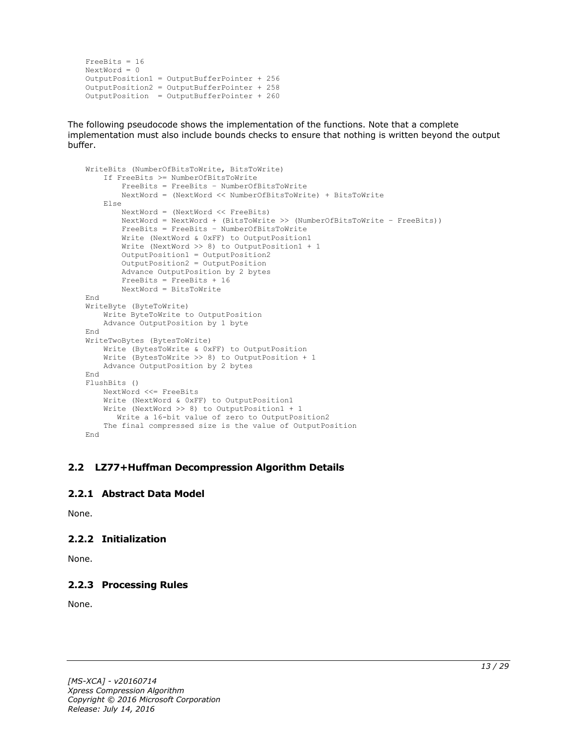```
FreeBits = 16
NextWord = 0
OutputPosition1 = OutputBufferPointer + 256
OutputPosition2 = OutputBufferPointer + 258
OutputPosition  = OutputBufferPointer + 260
```

The following pseudocode shows the implementation of the functions. Note that a complete implementation must also include bounds checks to ensure that nothing is written beyond the output buffer.

```
WriteBits (NumberOfBitsToWrite, BitsToWrite)
    If FreeBits >= NumberOfBitsToWrite
        FreeBits = FreeBits – NumberOfBitsToWrite
        NextWord = (NextWord << NumberOfBitsToWrite) + BitsToWrite
    Else
        NextWord = (NextWord << FreeBits)
        NextWord = NextWord + (BitsToWrite >> (NumberOfBitsToWrite – FreeBits))
        FreeBits = FreeBits – NumberOfBitsToWrite
        Write (NextWord & 0xFF) to OutputPosition1
        Write (NextWord >> 8) to OutputPosition1 + 1
        OutputPosition1 = OutputPosition2
        OutputPosition2 = OutputPosition
        Advance OutputPosition by 2 bytes
        FreeBits = FreeBits + 16
        NextWord = BitsToWrite
End
WriteByte (ByteToWrite)
    Write ByteToWrite to OutputPosition
    Advance OutputPosition by 1 byte
End
WriteTwoBytes (BytesToWrite)
    Write (BytesToWrite & 0xFF) to OutputPosition
    Write (BytesToWrite >> 8) to OutputPosition + 1
    Advance OutputPosition by 2 bytes
End
FlushBits ()
    NextWord <<= FreeBits
    Write (NextWord & 0xFF) to OutputPosition1
    Write (NextWord >> 8) to OutputPosition1 + 1
       Write a 16-bit value of zero to OutputPosition2
    The final compressed size is the value of OutputPosition
End
```

## 2.2 LZ77+Huffman Decompression Algorithm Details

### 2.2.1 Abstract Data Model

None.

### 2.2.2 Initialization

None.

### 2.2.3 Processing Rules

None.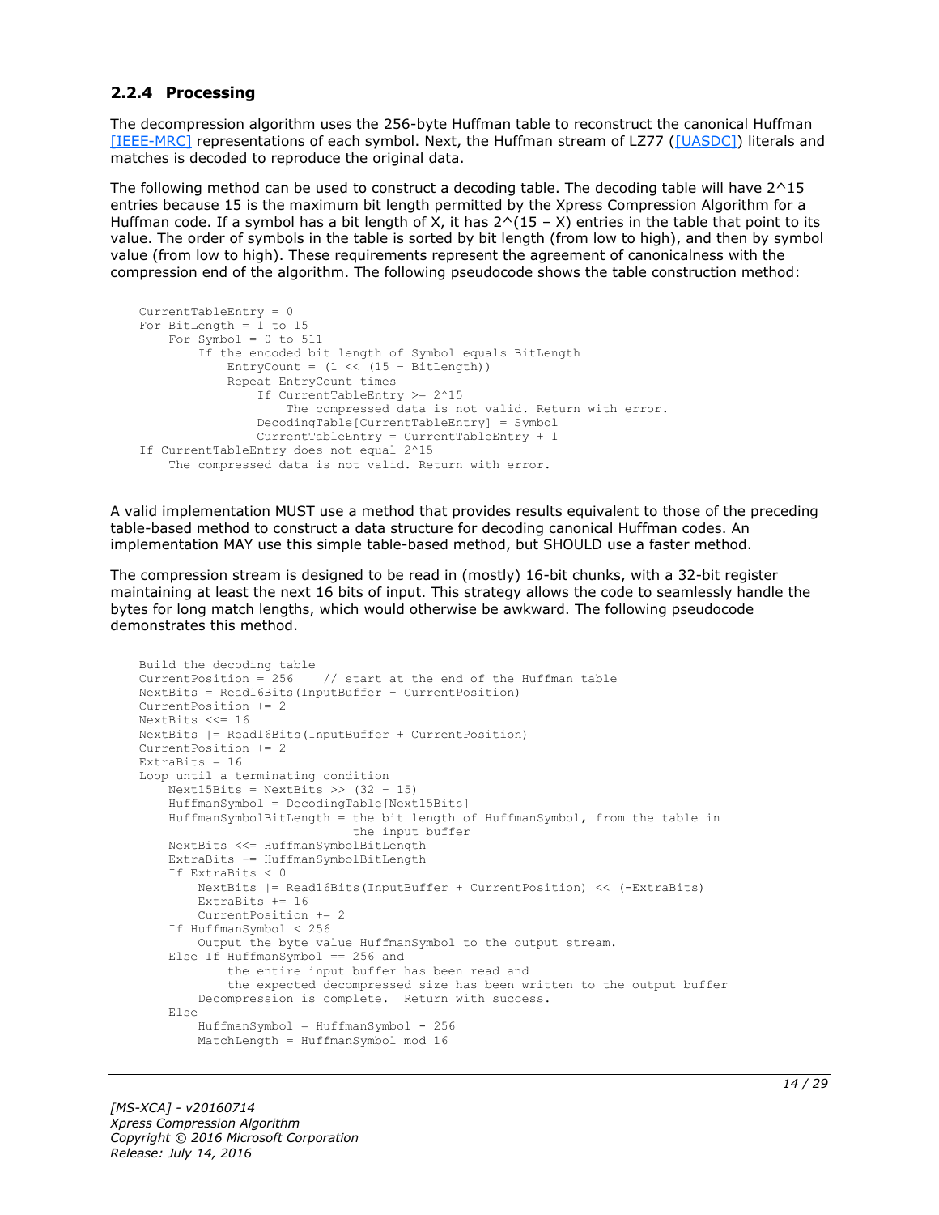### 2.2.4 Processing

The decompression algorithm uses the 256-byte Huffman table to reconstruct the canonical Huffman [IEEE-MRC] representations of each symbol. Next, the Huffman stream of LZ77 ([UASDC]) literals and matches is decoded to reproduce the original data.

The following method can be used to construct a decoding table. The decoding table will have 2^15 entries because 15 is the maximum bit length permitted by the Xpress Compression Algorithm for a Huffman code. If a symbol has a bit length of X, it has 2^(15 – X) entries in the table that point to its value. The order of symbols in the table is sorted by bit length (from low to high), and then by symbol value (from low to high). These requirements represent the agreement of canonicalness with the compression end of the algorithm. The following pseudocode shows the table construction method:

```
CurrentTableEntry = 0
For BitLength = 1 to 15
    For Symbol = 0 to 511
        If the encoded bit length of Symbol equals BitLength
            EntryCount = (1 << (15 – BitLength))
            Repeat EntryCount times
                If CurrentTableEntry >= 2^15
                    The compressed data is not valid. Return with error.
                DecodingTable[CurrentTableEntry] = Symbol
                CurrentTableEntry = CurrentTableEntry + 1
If CurrentTableEntry does not equal 2^15
    The compressed data is not valid. Return with error.
```

A valid implementation MUST use a method that provides results equivalent to those of the preceding table-based method to construct a data structure for decoding canonical Huffman codes. An implementation MAY use this simple table-based method, but SHOULD use a faster method.

The compression stream is designed to be read in (mostly) 16-bit chunks, with a 32-bit register maintaining at least the next 16 bits of input. This strategy allows the code to seamlessly handle the bytes for long match lengths, which would otherwise be awkward. The following pseudocode demonstrates this method.

```
Build the decoding table
CurrentPosition = 256    // start at the end of the Huffman table
NextBits = Read16Bits(InputBuffer + CurrentPosition)
CurrentPosition += 2
NextBits <<= 16
NextBits |= Read16Bits(InputBuffer + CurrentPosition)
CurrentPosition += 2
ExtraBits = 16
Loop until a terminating condition
    Next15Bits = NextBits >> (32 – 15)
    HuffmanSymbol = DecodingTable[Next15Bits]
    HuffmanSymbolBitLength = the bit length of HuffmanSymbol, from the table in
                             the input buffer
    NextBits <<= HuffmanSymbolBitLength
    ExtraBits -= HuffmanSymbolBitLength
    If ExtraBits < 0
        NextBits |= Read16Bits(InputBuffer + CurrentPosition) << (-ExtraBits)
        ExtraBits += 16
        CurrentPosition += 2
    If HuffmanSymbol < 256
        Output the byte value HuffmanSymbol to the output stream.
    Else If HuffmanSymbol == 256 and
            the entire input buffer has been read and
            the expected decompressed size has been written to the output buffer
        Decompression is complete.  Return with success.
    Else
        HuffmanSymbol = HuffmanSymbol - 256
        MatchLength = HuffmanSymbol mod 16
```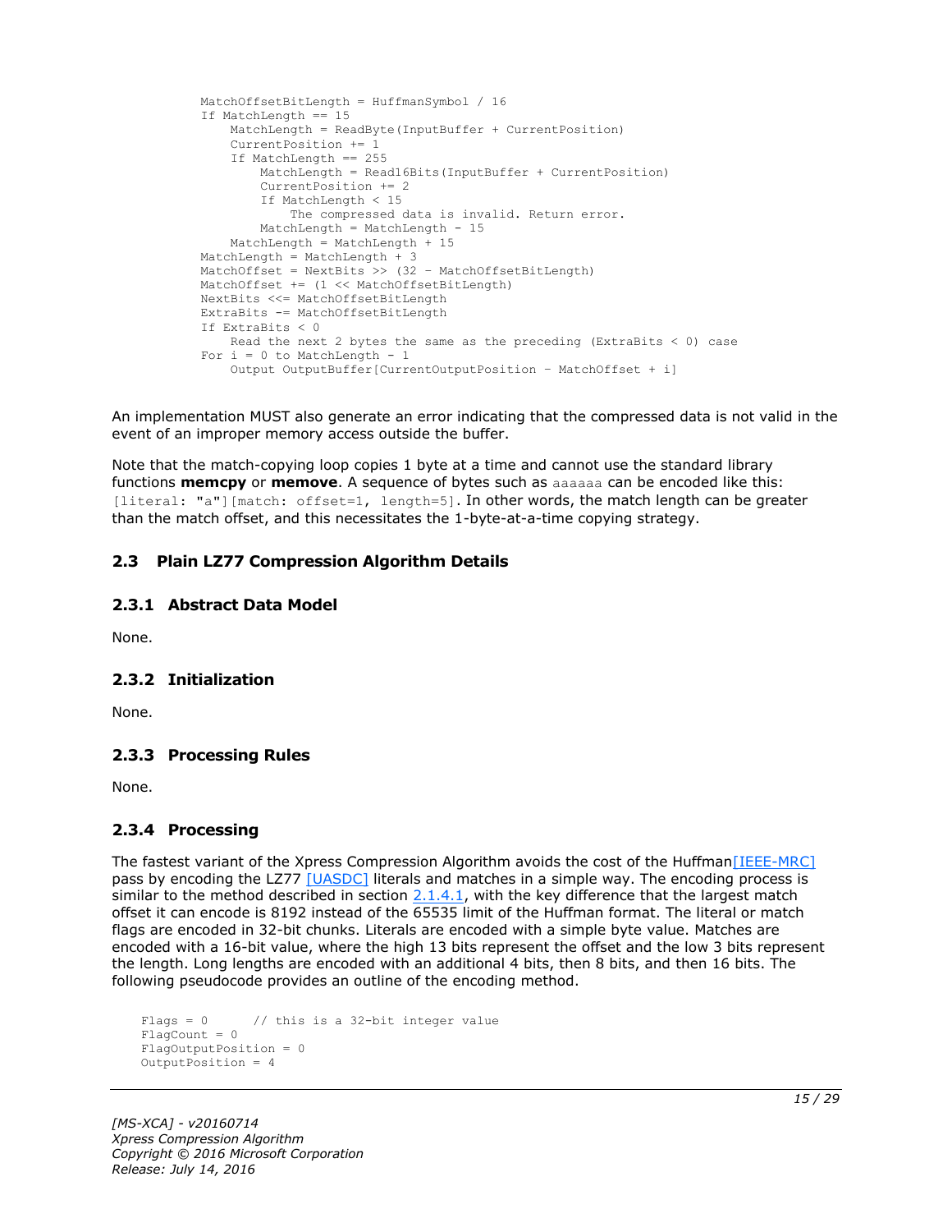```
MatchOffsetBitLength = HuffmanSymbol / 16
If MatchLength == 15
    MatchLength = ReadByte(InputBuffer + CurrentPosition)
    CurrentPosition += 1
    If MatchLength == 255
        MatchLength = Read16Bits(InputBuffer + CurrentPosition)
        CurrentPosition += 2
        If MatchLength < 15
            The compressed data is invalid. Return error.
        MatchLength = MatchLength - 15
    MatchLength = MatchLength + 15
MatchLength = MatchLength + 3
MatchOffset = NextBits >> (32 - MatchOffsetBitLength)
MatchOffset += (1 << MatchOffsetBitLength)
NextBits <<= MatchOffsetBitLength
ExtraBits -= MatchOffsetBitLength
If ExtraBits < 0
    Read the next 2 bytes the same as the preceding (ExtraBits < 0) case
For i = 0 to MatchLength - 1
    Output OutputBuffer[CurrentOutputPosition - MatchOffset + i]
```

An implementation MUST also generate an error indicating that the compressed data is not valid in the event of an improper memory access outside the buffer.

Note that the match-copying loop copies 1 byte at a time and cannot use the standard library functions **memcpy** or **memove**. A sequence of bytes such as `aaaaaa` can be encoded like this: `[literal: "a"][match: offset=1, length=5]`. In other words, the match length can be greater than the match offset, and this necessitates the 1-byte-at-a-time copying strategy.

## 2.3 Plain LZ77 Compression Algorithm Details

### 2.3.1 Abstract Data Model

None.

### 2.3.2 Initialization

None.

### 2.3.3 Processing Rules

None.

### 2.3.4 Processing

The fastest variant of the Xpress Compression Algorithm avoids the cost of the Huffman[IEEE-MRC] pass by encoding the LZ77 [UASDC] literals and matches in a simple way. The encoding process is similar to the method described in section 2.1.4.1, with the key difference that the largest match offset it can encode is 8192 instead of the 65535 limit of the Huffman format. The literal or match flags are encoded in 32-bit chunks. Literals are encoded with a simple byte value. Matches are encoded with a 16-bit value, where the high 13 bits represent the offset and the low 3 bits represent the length. Long lengths are encoded with an additional 4 bits, then 8 bits, and then 16 bits. The following pseudocode provides an outline of the encoding method.

```
Flags = 0       // this is a 32-bit integer value
FlagCount = 0
FlagOutputPosition = 0
OutputPosition = 4
```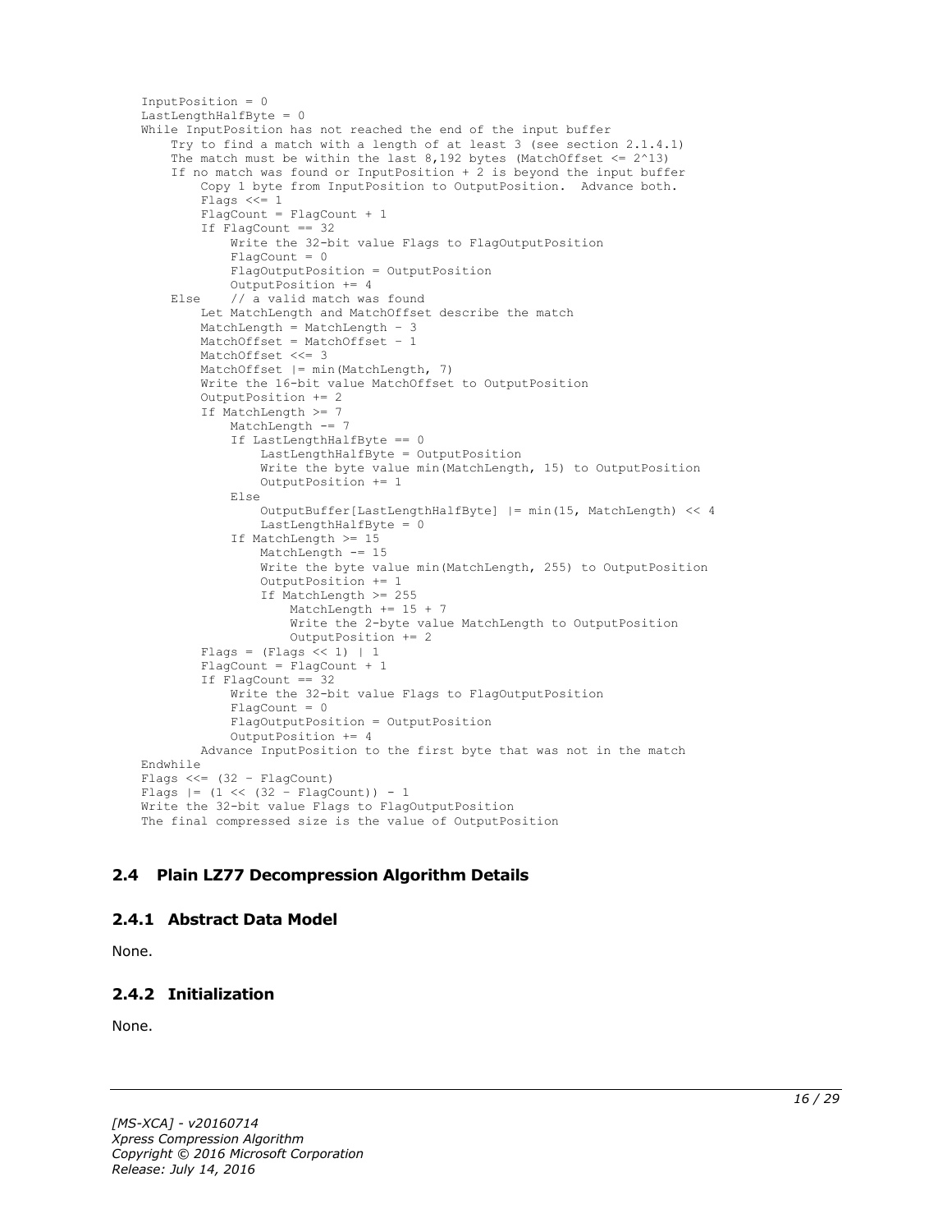```
InputPosition = 0
LastLengthHalfByte = 0
While InputPosition has not reached the end of the input buffer
    Try to find a match with a length of at least 3 (see section 2.1.4.1)
    The match must be within the last 8,192 bytes (MatchOffset <= 2^13)
    If no match was found or InputPosition + 2 is beyond the input buffer
        Copy 1 byte from InputPosition to OutputPosition.  Advance both.
        Flags <<= 1
        FlagCount = FlagCount + 1
        If FlagCount == 32
            Write the 32-bit value Flags to FlagOutputPosition
            FlagCount = 0
            FlagOutputPosition = OutputPosition
            OutputPosition += 4
    Else    // a valid match was found
        Let MatchLength and MatchOffset describe the match
        MatchLength = MatchLength - 3
        MatchOffset = MatchOffset - 1
        MatchOffset <<= 3
        MatchOffset |= min(MatchLength, 7)
        Write the 16-bit value MatchOffset to OutputPosition
        OutputPosition += 2
        If MatchLength >= 7
            MatchLength -= 7
            If LastLengthHalfByte == 0
                LastLengthHalfByte = OutputPosition
                Write the byte value min(MatchLength, 15) to OutputPosition
                OutputPosition += 1
            Else
                OutputBuffer[LastLengthHalfByte] |= min(15, MatchLength) << 4
                LastLengthHalfByte = 0
            If MatchLength >= 15
                MatchLength -= 15
                Write the byte value min(MatchLength, 255) to OutputPosition
                OutputPosition += 1
                If MatchLength >= 255
                    MatchLength += 15 + 7
                    Write the 2-byte value MatchLength to OutputPosition
                    OutputPosition += 2
        Flags = (Flags << 1) | 1
        FlagCount = FlagCount + 1
        If FlagCount == 32
            Write the 32-bit value Flags to FlagOutputPosition
            FlagCount = 0
            FlagOutputPosition = OutputPosition
            OutputPosition += 4
        Advance InputPosition to the first byte that was not in the match
Endwhile
Flags <<= (32 - FlagCount)
Flags |= (1 << (32 - FlagCount)) - 1
Write the 32-bit value Flags to FlagOutputPosition
The final compressed size is the value of OutputPosition
```

## 2.4 Plain LZ77 Decompression Algorithm Details

### 2.4.1 Abstract Data Model

None.

### 2.4.2 Initialization

None.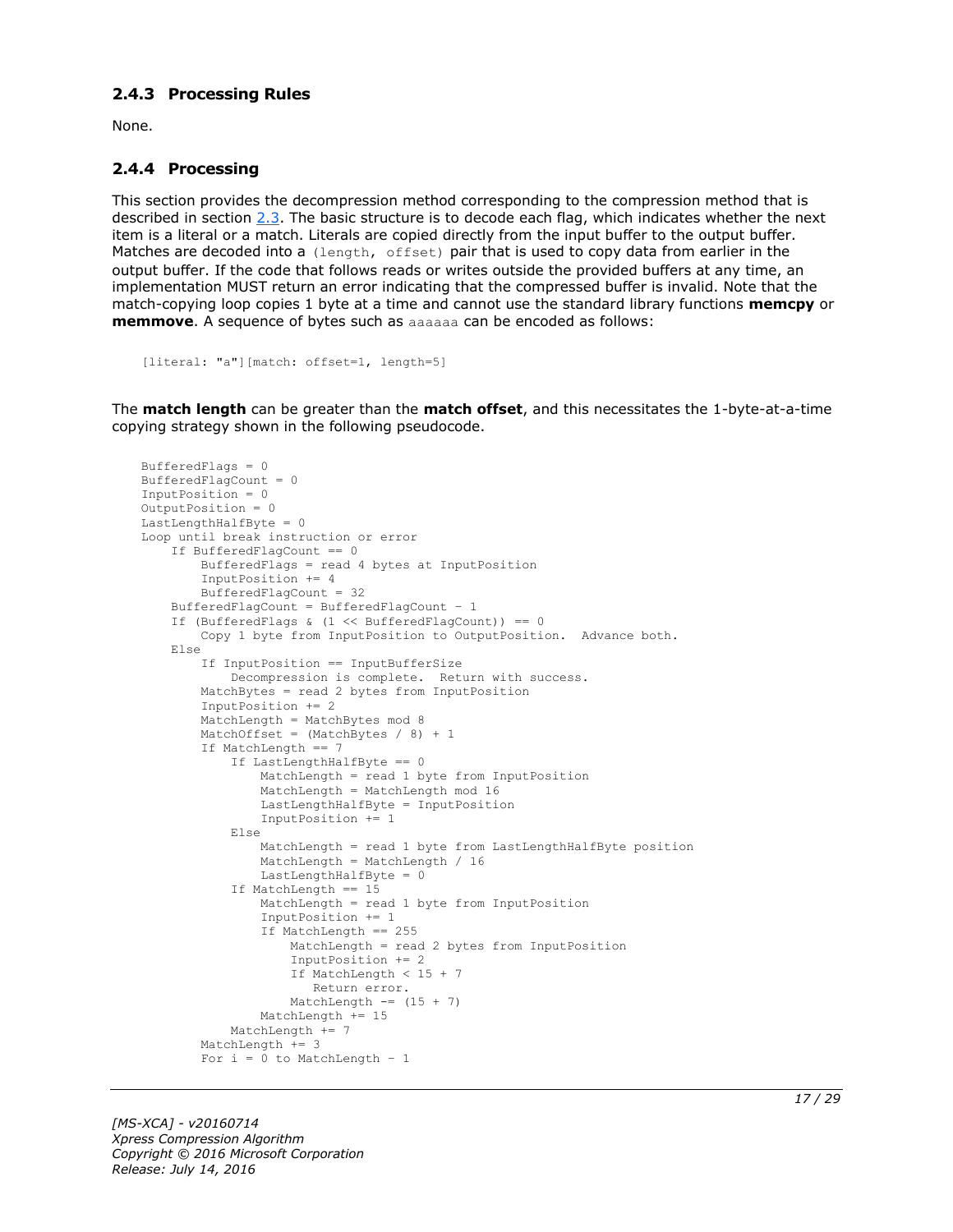### 2.4.3 Processing Rules

None.

### 2.4.4 Processing

This section provides the decompression method corresponding to the compression method that is described in section 2.3. The basic structure is to decode each flag, which indicates whether the next item is a literal or a match. Literals are copied directly from the input buffer to the output buffer. Matches are decoded into a `(length, offset)` pair that is used to copy data from earlier in the output buffer. If the code that follows reads or writes outside the provided buffers at any time, an implementation MUST return an error indicating that the compressed buffer is invalid. Note that the match-copying loop copies 1 byte at a time and cannot use the standard library functions **memcpy** or **memmove**. A sequence of bytes such as `aaaaaa` can be encoded as follows:

```
[literal: "a"][match: offset=1, length=5]
```

The **match length** can be greater than the **match offset**, and this necessitates the 1-byte-at-a-time copying strategy shown in the following pseudocode.

```
BufferedFlags = 0
BufferedFlagCount = 0
InputPosition = 0
OutputPosition = 0
LastLengthHalfByte = 0
Loop until break instruction or error
    If BufferedFlagCount == 0
        BufferedFlags = read 4 bytes at InputPosition
        InputPosition += 4
        BufferedFlagCount = 32
    BufferedFlagCount = BufferedFlagCount - 1
    If (BufferedFlags & (1 << BufferedFlagCount)) == 0
        Copy 1 byte from InputPosition to OutputPosition.  Advance both.
    Else
        If InputPosition == InputBufferSize
            Decompression is complete.  Return with success.
        MatchBytes = read 2 bytes from InputPosition
        InputPosition += 2
        MatchLength = MatchBytes mod 8
        MatchOffset = (MatchBytes / 8) + 1
        If MatchLength == 7
            If LastLengthHalfByte == 0
                MatchLength = read 1 byte from InputPosition
                MatchLength = MatchLength mod 16
                LastLengthHalfByte = InputPosition
                InputPosition += 1
            Else
                MatchLength = read 1 byte from LastLengthHalfByte position
                MatchLength = MatchLength / 16
                LastLengthHalfByte = 0
            If MatchLength == 15
                MatchLength = read 1 byte from InputPosition
                InputPosition += 1
                If MatchLength == 255
                    MatchLength = read 2 bytes from InputPosition
                    InputPosition += 2
                    If MatchLength < 15 + 7
                       Return error.
                    MatchLength -= (15 + 7)
                MatchLength += 15
            MatchLength += 7
        MatchLength += 3
        For i = 0 to MatchLength - 1
```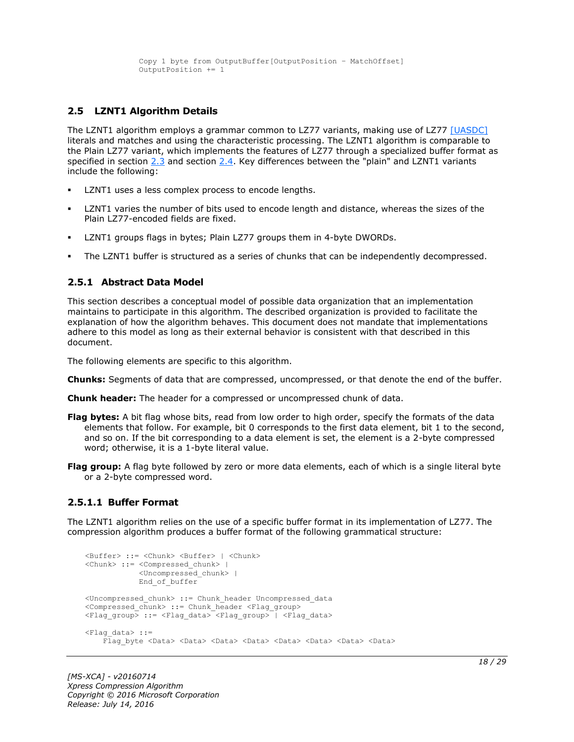```
Copy 1 byte from OutputBuffer[OutputPosition – MatchOffset]
OutputPosition += 1
```

## 2.5 LZNT1 Algorithm Details

The LZNT1 algorithm employs a grammar common to LZ77 variants, making use of LZ77 [UASDC] literals and matches and using the characteristic processing. The LZNT1 algorithm is comparable to the Plain LZ77 variant, which implements the features of LZ77 through a specialized buffer format as specified in section 2.3 and section 2.4. Key differences between the "plain" and LZNT1 variants include the following:

- LZNT1 uses a less complex process to encode lengths.
- LZNT1 varies the number of bits used to encode length and distance, whereas the sizes of the Plain LZ77-encoded fields are fixed.
- LZNT1 groups flags in bytes; Plain LZ77 groups them in 4-byte DWORDs.
- The LZNT1 buffer is structured as a series of chunks that can be independently decompressed.

### 2.5.1 Abstract Data Model

This section describes a conceptual model of possible data organization that an implementation maintains to participate in this algorithm. The described organization is provided to facilitate the explanation of how the algorithm behaves. This document does not mandate that implementations adhere to this model as long as their external behavior is consistent with that described in this document.

The following elements are specific to this algorithm.

**Chunks:** Segments of data that are compressed, uncompressed, or that denote the end of the buffer.

**Chunk header:** The header for a compressed or uncompressed chunk of data.

**Flag bytes:** A bit flag whose bits, read from low order to high order, specify the formats of the data elements that follow. For example, bit 0 corresponds to the first data element, bit 1 to the second, and so on. If the bit corresponding to a data element is set, the element is a 2-byte compressed word; otherwise, it is a 1-byte literal value.

**Flag group:** A flag byte followed by zero or more data elements, each of which is a single literal byte or a 2-byte compressed word.

#### 2.5.1.1 Buffer Format

The LZNT1 algorithm relies on the use of a specific buffer format in its implementation of LZ77. The compression algorithm produces a buffer format of the following grammatical structure:

```
<Buffer> ::= <Chunk> <Buffer> | <Chunk>
<Chunk> ::= <Compressed_chunk> |
            <Uncompressed_chunk> |
            End_of_buffer

<Uncompressed_chunk> ::= Chunk_header Uncompressed_data
<Compressed_chunk> ::= Chunk_header <Flag_group>
<Flag_group> ::= <Flag_data> <Flag_group> | <Flag_data>

<Flag_data> ::=
    Flag_byte <Data> <Data> <Data> <Data> <Data> <Data> <Data> <Data>
```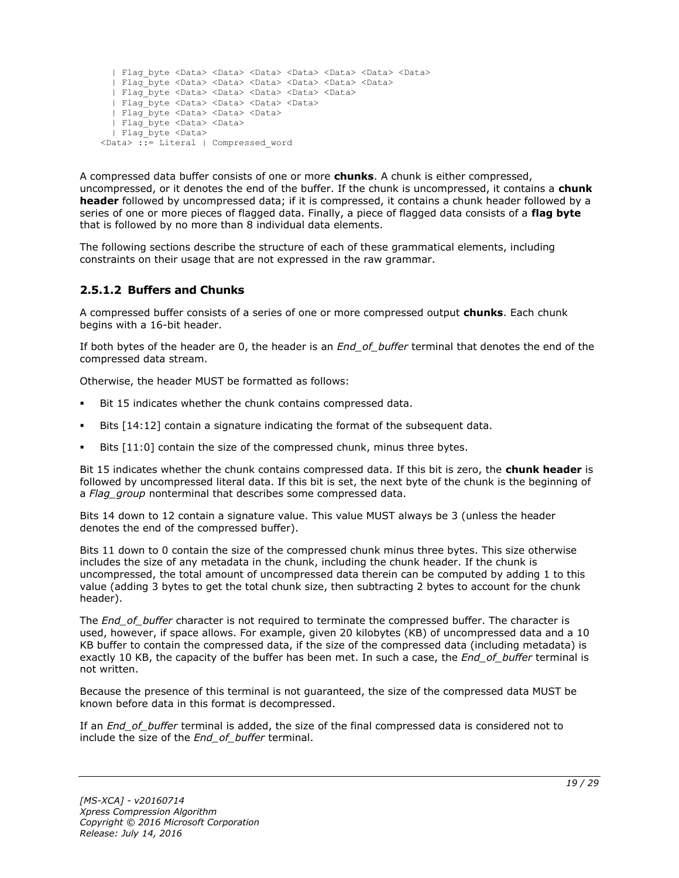```
    | Flag_byte <Data> <Data> <Data> <Data> <Data> <Data> <Data>
    | Flag_byte <Data> <Data> <Data> <Data> <Data> <Data>
    | Flag_byte <Data> <Data> <Data> <Data> <Data>
    | Flag_byte <Data> <Data> <Data> <Data>
    | Flag_byte <Data> <Data> <Data>
    | Flag_byte <Data> <Data>
    | Flag_byte <Data>
  <Data> ::= Literal | Compressed_word
```

A compressed data buffer consists of one or more **chunks**. A chunk is either compressed, uncompressed, or it denotes the end of the buffer. If the chunk is uncompressed, it contains a **chunk header** followed by uncompressed data; if it is compressed, it contains a chunk header followed by a series of one or more pieces of flagged data. Finally, a piece of flagged data consists of a **flag byte** that is followed by no more than 8 individual data elements.

The following sections describe the structure of each of these grammatical elements, including constraints on their usage that are not expressed in the raw grammar.

### 2.5.1.2 Buffers and Chunks

A compressed buffer consists of a series of one or more compressed output **chunks**. Each chunk begins with a 16-bit header.

If both bytes of the header are 0, the header is an *End_of_buffer* terminal that denotes the end of the compressed data stream.

Otherwise, the header MUST be formatted as follows:

- Bit 15 indicates whether the chunk contains compressed data.
- Bits [14:12] contain a signature indicating the format of the subsequent data.
- Bits [11:0] contain the size of the compressed chunk, minus three bytes.

Bit 15 indicates whether the chunk contains compressed data. If this bit is zero, the **chunk header** is followed by uncompressed literal data. If this bit is set, the next byte of the chunk is the beginning of a *Flag_group* nonterminal that describes some compressed data.

Bits 14 down to 12 contain a signature value. This value MUST always be 3 (unless the header denotes the end of the compressed buffer).

Bits 11 down to 0 contain the size of the compressed chunk minus three bytes. This size otherwise includes the size of any metadata in the chunk, including the chunk header. If the chunk is uncompressed, the total amount of uncompressed data therein can be computed by adding 1 to this value (adding 3 bytes to get the total chunk size, then subtracting 2 bytes to account for the chunk header).

The *End_of_buffer* character is not required to terminate the compressed buffer. The character is used, however, if space allows. For example, given 20 kilobytes (KB) of uncompressed data and a 10 KB buffer to contain the compressed data, if the size of the compressed data (including metadata) is exactly 10 KB, the capacity of the buffer has been met. In such a case, the *End_of_buffer* terminal is not written.

Because the presence of this terminal is not guaranteed, the size of the compressed data MUST be known before data in this format is decompressed.

If an *End_of_buffer* terminal is added, the size of the final compressed data is considered not to include the size of the *End_of_buffer* terminal.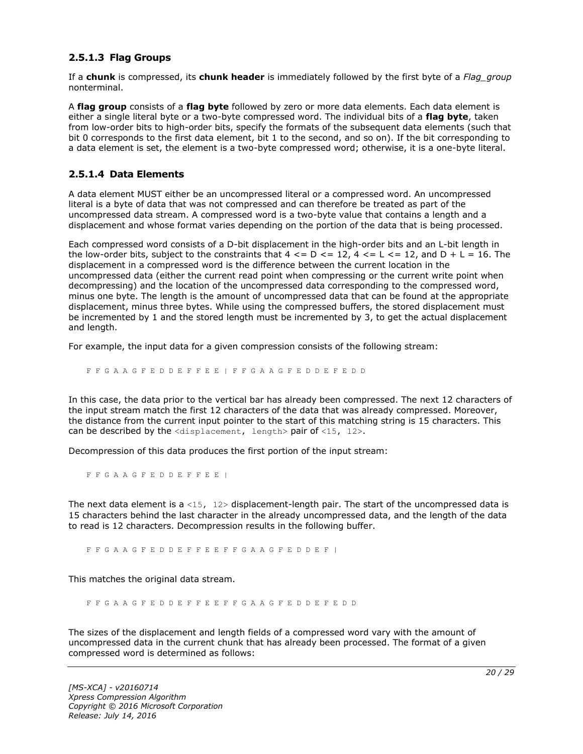### 2.5.1.3 Flag Groups

If a **chunk** is compressed, its **chunk header** is immediately followed by the first byte of a *Flag_group* nonterminal.

A **flag group** consists of a **flag byte** followed by zero or more data elements. Each data element is either a single literal byte or a two-byte compressed word. The individual bits of a **flag byte**, taken from low-order bits to high-order bits, specify the formats of the subsequent data elements (such that bit 0 corresponds to the first data element, bit 1 to the second, and so on). If the bit corresponding to a data element is set, the element is a two-byte compressed word; otherwise, it is a one-byte literal.

### 2.5.1.4 Data Elements

A data element MUST either be an uncompressed literal or a compressed word. An uncompressed literal is a byte of data that was not compressed and can therefore be treated as part of the uncompressed data stream. A compressed word is a two-byte value that contains a length and a displacement and whose format varies depending on the portion of the data that is being processed.

Each compressed word consists of a D-bit displacement in the high-order bits and an L-bit length in the low-order bits, subject to the constraints that 4 <= D <= 12, 4 <= L <= 12, and D + L = 16. The displacement in a compressed word is the difference between the current location in the uncompressed data (either the current read point when compressing or the current write point when decompressing) and the location of the uncompressed data corresponding to the compressed word, minus one byte. The length is the amount of uncompressed data that can be found at the appropriate displacement, minus three bytes. While using the compressed buffers, the stored displacement must be incremented by 1 and the stored length must be incremented by 3, to get the actual displacement and length.

For example, the input data for a given compression consists of the following stream:

```
F F G A A G F E D D E F F E E | F F G A A G F E D D E F E D D
```

In this case, the data prior to the vertical bar has already been compressed. The next 12 characters of the input stream match the first 12 characters of the data that was already compressed. Moreover, the distance from the current input pointer to the start of this matching string is 15 characters. This can be described by the `<displacement, length>` pair of `<15, 12>`.

Decompression of this data produces the first portion of the input stream:

```
F F G A A G F E D D E F F E E |
```

The next data element is a `<15, 12>` displacement-length pair. The start of the uncompressed data is 15 characters behind the last character in the already uncompressed data, and the length of the data to read is 12 characters. Decompression results in the following buffer.

```
F F G A A G F E D D E F F E E F F G A A G F E D D E F |
```

This matches the original data stream.

```
F F G A A G F E D D E F F E E F F G A A G F E D D E F E D D
```

The sizes of the displacement and length fields of a compressed word vary with the amount of uncompressed data in the current chunk that has already been processed. The format of a given compressed word is determined as follows: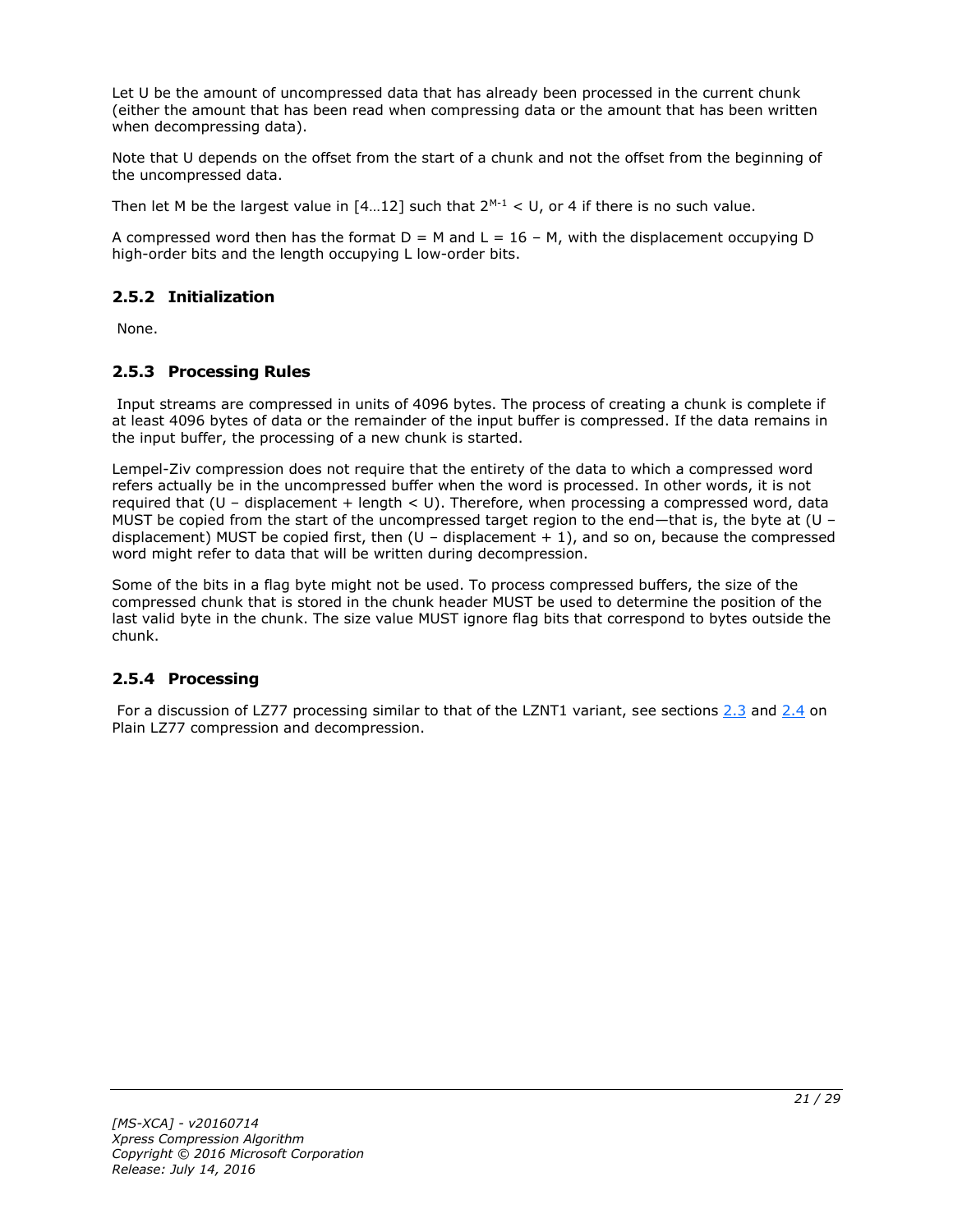Let U be the amount of uncompressed data that has already been processed in the current chunk (either the amount that has been read when compressing data or the amount that has been written when decompressing data).

Note that U depends on the offset from the start of a chunk and not the offset from the beginning of the uncompressed data.

Then let M be the largest value in [4…12] such that $2^{M-1} < U$, or 4 if there is no such value.

A compressed word then has the format D = M and L = 16 – M, with the displacement occupying D high-order bits and the length occupying L low-order bits.

### 2.5.2 Initialization

None.

### 2.5.3 Processing Rules

Input streams are compressed in units of 4096 bytes. The process of creating a chunk is complete if at least 4096 bytes of data or the remainder of the input buffer is compressed. If the data remains in the input buffer, the processing of a new chunk is started.

Lempel-Ziv compression does not require that the entirety of the data to which a compressed word refers actually be in the uncompressed buffer when the word is processed. In other words, it is not required that (U – displacement + length < U). Therefore, when processing a compressed word, data MUST be copied from the start of the uncompressed target region to the end—that is, the byte at (U – displacement) MUST be copied first, then (U – displacement + 1), and so on, because the compressed word might refer to data that will be written during decompression.

Some of the bits in a flag byte might not be used. To process compressed buffers, the size of the compressed chunk that is stored in the chunk header MUST be used to determine the position of the last valid byte in the chunk. The size value MUST ignore flag bits that correspond to bytes outside the chunk.

### 2.5.4 Processing

For a discussion of LZ77 processing similar to that of the LZNT1 variant, see sections 2.3 and 2.4 on Plain LZ77 compression and decompression.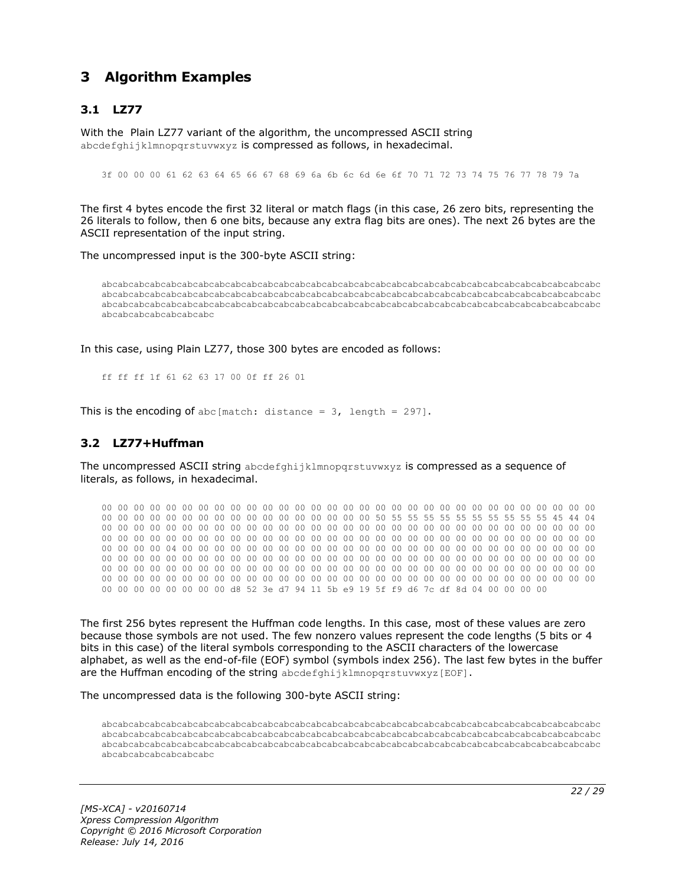# 3 Algorithm Examples

## 3.1 LZ77

With the Plain LZ77 variant of the algorithm, the uncompressed ASCII string `abcdefghijklmnopqrstuvwxyz` is compressed as follows, in hexadecimal.

```
3f 00 00 00 61 62 63 64 65 66 67 68 69 6a 6b 6c 6d 6e 6f 70 71 72 73 74 75 76 77 78 79 7a
```

The first 4 bytes encode the first 32 literal or match flags (in this case, 26 zero bits, representing the 26 literals to follow, then 6 one bits, because any extra flag bits are ones). The next 26 bytes are the ASCII representation of the input string.

The uncompressed input is the 300-byte ASCII string:

```
abcabcabcabcabcabcabcabcabcabcabcabcabcabcabcabcabcabcabcabcabcabcabcabcabcabcabcabcabcabcabcabcabcabc
abcabcabcabcabcabcabcabcabcabcabcabcabcabcabcabcabcabcabcabcabcabcabcabcabcabcabcabcabcabcabcabcabcabc
abcabcabcabcabcabcabcabcabcabcabcabcabcabcabcabcabcabcabcabcabcabcabcabcabcabcabcabcabcabcabcabcabcabc
abcabcabcabcabcabcabc
```

In this case, using Plain LZ77, those 300 bytes are encoded as follows:

```
ff ff ff 1f 61 62 63 17 00 0f ff 26 01
```

This is the encoding of `abc[match: distance = 3, length = 297]`.

## 3.2 LZ77+Huffman

The uncompressed ASCII string `abcdefghijklmnopqrstuvwxyz` is compressed as a sequence of literals, as follows, in hexadecimal.

```
00 00 00 00 00 00 00 00 00 00 00 00 00 00 00 00 00 00 00 00 00 00 00 00 00 00 00 00 00 00 00 00
00 00 00 00 00 00 00 00 00 00 00 00 00 00 00 00 50 55 55 55 55 55 55 55 55 55 55 45 44 04
00 00 00 00 00 00 00 00 00 00 00 00 00 00 00 00 00 00 00 00 00 00 00 00 00 00 00 00 00 00 00 00
00 00 00 00 00 00 00 00 00 00 00 00 00 00 00 00 00 00 00 00 00 00 00 00 00 00 00 00 00 00 00 00
00 00 00 00 04 00 00 00 00 00 00 00 00 00 00 00 00 00 00 00 00 00 00 00 00 00 00 00 00 00 00 00
00 00 00 00 00 00 00 00 00 00 00 00 00 00 00 00 00 00 00 00 00 00 00 00 00 00 00 00 00 00 00 00
00 00 00 00 00 00 00 00 00 00 00 00 00 00 00 00 00 00 00 00 00 00 00 00 00 00 00 00 00 00 00 00
00 00 00 00 00 00 00 00 00 00 00 00 00 00 00 00 00 00 00 00 00 00 00 00 00 00 00 00 00 00 00 00
00 00 00 00 00 00 00 00 d8 52 3e d7 94 11 5b e9 19 5f f9 d6 7c df 8d 04 00 00 00 00
```

The first 256 bytes represent the Huffman code lengths. In this case, most of these values are zero because those symbols are not used. The few nonzero values represent the code lengths (5 bits or 4 bits in this case) of the literal symbols corresponding to the ASCII characters of the lowercase alphabet, as well as the end-of-file (EOF) symbol (symbols index 256). The last few bytes in the buffer are the Huffman encoding of the string `abcdefghijklmnopqrstuvwxyz[EOF]`.

The uncompressed data is the following 300-byte ASCII string:

```
abcabcabcabcabcabcabcabcabcabcabcabcabcabcabcabcabcabcabcabcabcabcabcabcabcabcabcabcabcabcabcabcabcabc
abcabcabcabcabcabcabcabcabcabcabcabcabcabcabcabcabcabcabcabcabcabcabcabcabcabcabcabcabcabcabcabcabcabc
abcabcabcabcabcabcabcabcabcabcabcabcabcabcabcabcabcabcabcabcabcabcabcabcabcabcabcabcabcabcabcabcabcabc
abcabcabcabcabcabcabc
```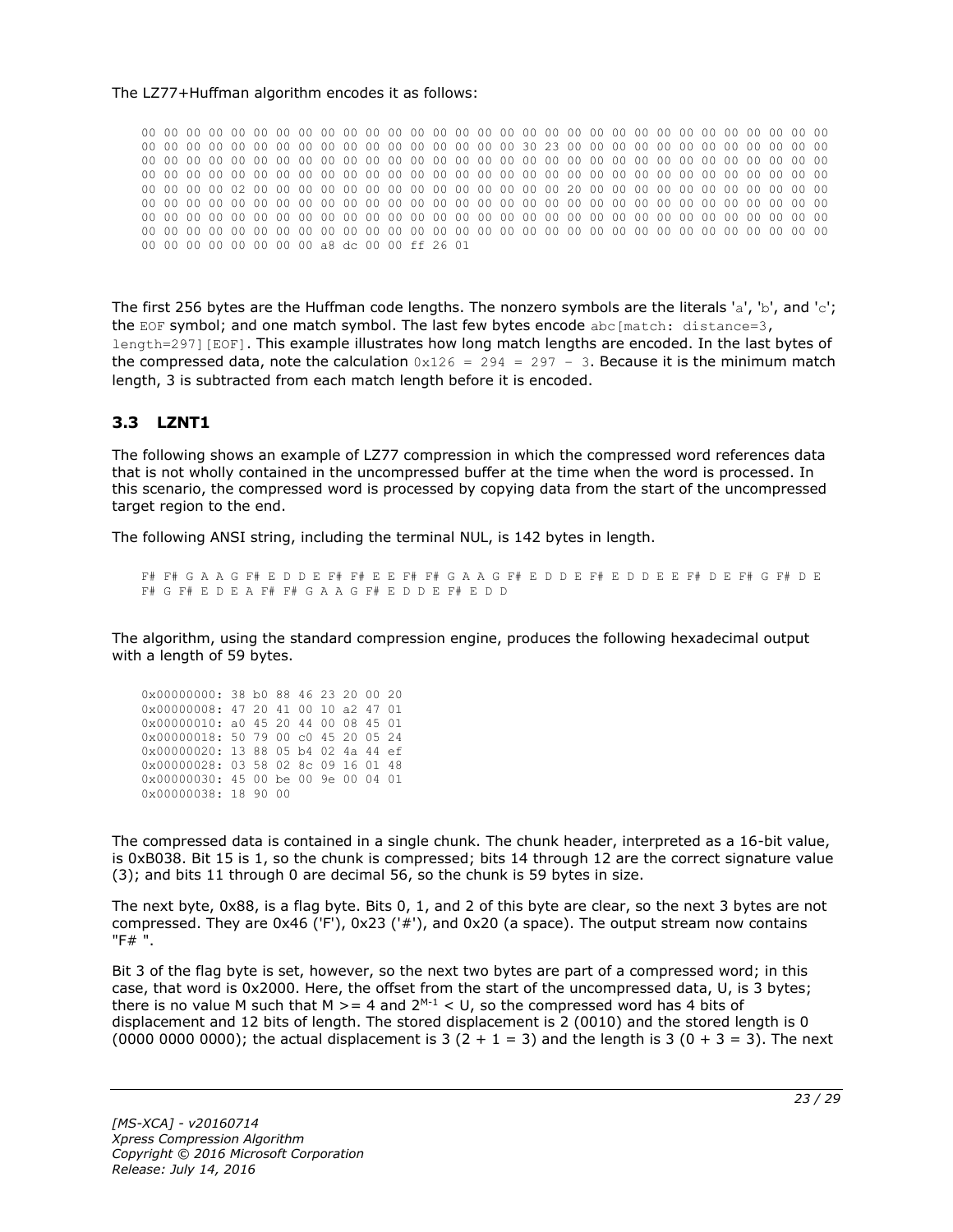The LZ77+Huffman algorithm encodes it as follows:

```
00 00 00 00 00 00 00 00 00 00 00 00 00 00 00 00 00 00 00 00 00 00 00 00 00 00 00 00 00 00 00 00
00 00 00 00 00 00 00 00 00 00 00 00 00 00 00 00 30 23 00 00 00 00 00 00 00 00 00 00 00 00 00 00
00 00 00 00 00 00 00 00 00 00 00 00 00 00 00 00 00 00 00 00 00 00 00 00 00 00 00 00 00 00 00 00
00 00 00 00 00 00 00 00 00 00 00 00 00 00 00 00 00 00 00 00 00 00 00 00 00 00 00 00 00 00 00 00
00 00 00 00 02 00 00 00 00 00 00 00 00 00 00 00 00 00 00 00 20 00 00 00 00 00 00 00 00 00 00 00
00 00 00 00 00 00 00 00 00 00 00 00 00 00 00 00 00 00 00 00 00 00 00 00 00 00 00 00 00 00 00 00
00 00 00 00 00 00 00 00 00 00 00 00 00 00 00 00 00 00 00 00 00 00 00 00 00 00 00 00 00 00 00 00
00 00 00 00 00 00 00 00 00 00 00 00 00 00 00 00 00 00 00 00 00 00 00 00 00 00 00 00 00 00 00 00
00 00 00 00 00 00 00 00 a8 dc 00 00 ff 26 01
```

The first 256 bytes are the Huffman code lengths. The nonzero symbols are the literals 'a', 'b', and 'c'; the `EOF` symbol; and one match symbol. The last few bytes encode `abc[match: distance=3, length=297][EOF]`. This example illustrates how long match lengths are encoded. In the last bytes of the compressed data, note the calculation `0x126 = 294 = 297 - 3`. Because it is the minimum match length, 3 is subtracted from each match length before it is encoded.

## 3.3 LZNT1

The following shows an example of LZ77 compression in which the compressed word references data that is not wholly contained in the uncompressed buffer at the time when the word is processed. In this scenario, the compressed word is processed by copying data from the start of the uncompressed target region to the end.

The following ANSI string, including the terminal NUL, is 142 bytes in length.

```
F# F# G A A G F# E D D E F# F# E E F# F# G A A G F# E D D E F# E D D E E F# D E F# G F# D E
F# G F# E D E A F# F# G A A G F# E D D E F# E D D
```

The algorithm, using the standard compression engine, produces the following hexadecimal output with a length of 59 bytes.

```
0x00000000: 38 b0 88 46 23 20 00 20
0x00000008: 47 20 41 00 10 a2 47 01
0x00000010: a0 45 20 44 00 08 45 01
0x00000018: 50 79 00 c0 45 20 05 24
0x00000020: 13 88 05 b4 02 4a 44 ef
0x00000028: 03 58 02 8c 09 16 01 48
0x00000030: 45 00 be 00 9e 00 04 01
0x00000038: 18 90 00
```

The compressed data is contained in a single chunk. The chunk header, interpreted as a 16-bit value, is 0xB038. Bit 15 is 1, so the chunk is compressed; bits 14 through 12 are the correct signature value (3); and bits 11 through 0 are decimal 56, so the chunk is 59 bytes in size.

The next byte, 0x88, is a flag byte. Bits 0, 1, and 2 of this byte are clear, so the next 3 bytes are not compressed. They are 0x46 ('F'), 0x23 ('#'), and 0x20 (a space). The output stream now contains "F# ".

Bit 3 of the flag byte is set, however, so the next two bytes are part of a compressed word; in this case, that word is 0x2000. Here, the offset from the start of the uncompressed data, U, is 3 bytes; there is no value M such that $M >= 4$ and $2^{M-1} < U$, so the compressed word has 4 bits of displacement and 12 bits of length. The stored displacement is 2 (0010) and the stored length is 0 (0000 0000 0000); the actual displacement is 3 ($2 + 1 = 3$) and the length is 3 ($0 + 3 = 3$). The next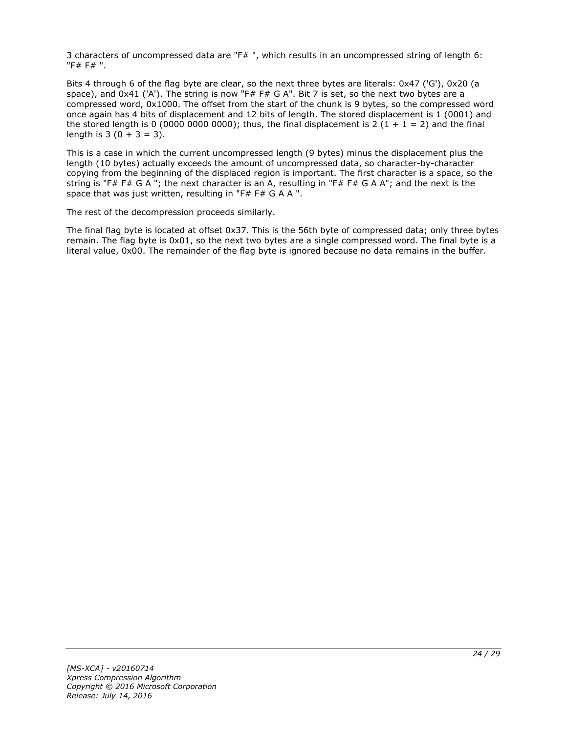3 characters of uncompressed data are "F# ", which results in an uncompressed string of length 6: "F# F# ".

Bits 4 through 6 of the flag byte are clear, so the next three bytes are literals: 0x47 ('G'), 0x20 (a space), and 0x41 ('A'). The string is now "F# F# G A". Bit 7 is set, so the next two bytes are a compressed word, 0x1000. The offset from the start of the chunk is 9 bytes, so the compressed word once again has 4 bits of displacement and 12 bits of length. The stored displacement is 1 (0001) and the stored length is 0 (0000 0000 0000); thus, the final displacement is 2 (1 + 1 = 2) and the final length is 3 (0 + 3 = 3).

This is a case in which the current uncompressed length (9 bytes) minus the displacement plus the length (10 bytes) actually exceeds the amount of uncompressed data, so character-by-character copying from the beginning of the displaced region is important. The first character is a space, so the string is "F# F# G A "; the next character is an A, resulting in "F# F# G A A"; and the next is the space that was just written, resulting in "F# F# G A A ".

The rest of the decompression proceeds similarly.

The final flag byte is located at offset 0x37. This is the 56th byte of compressed data; only three bytes remain. The flag byte is 0x01, so the next two bytes are a single compressed word. The final byte is a literal value, 0x00. The remainder of the flag byte is ignored because no data remains in the buffer.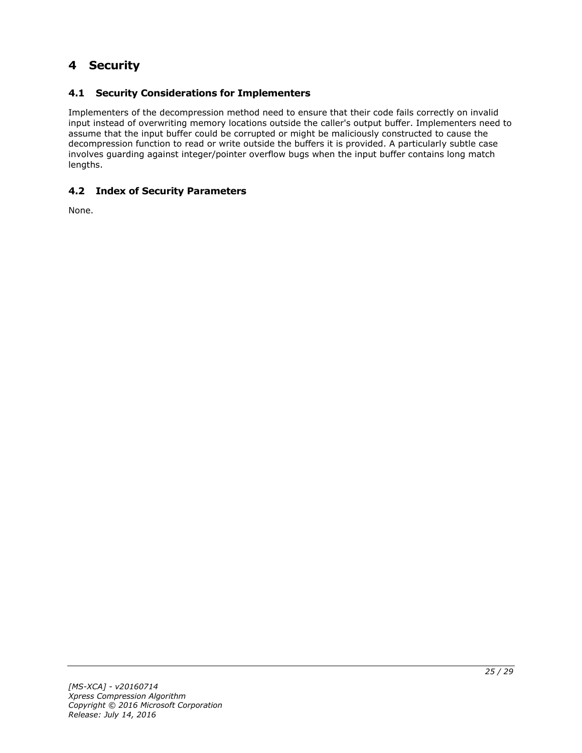# 4 Security

## 4.1 Security Considerations for Implementers

Implementers of the decompression method need to ensure that their code fails correctly on invalid input instead of overwriting memory locations outside the caller's output buffer. Implementers need to assume that the input buffer could be corrupted or might be maliciously constructed to cause the decompression function to read or write outside the buffers it is provided. A particularly subtle case involves guarding against integer/pointer overflow bugs when the input buffer contains long match lengths.

## 4.2 Index of Security Parameters

None.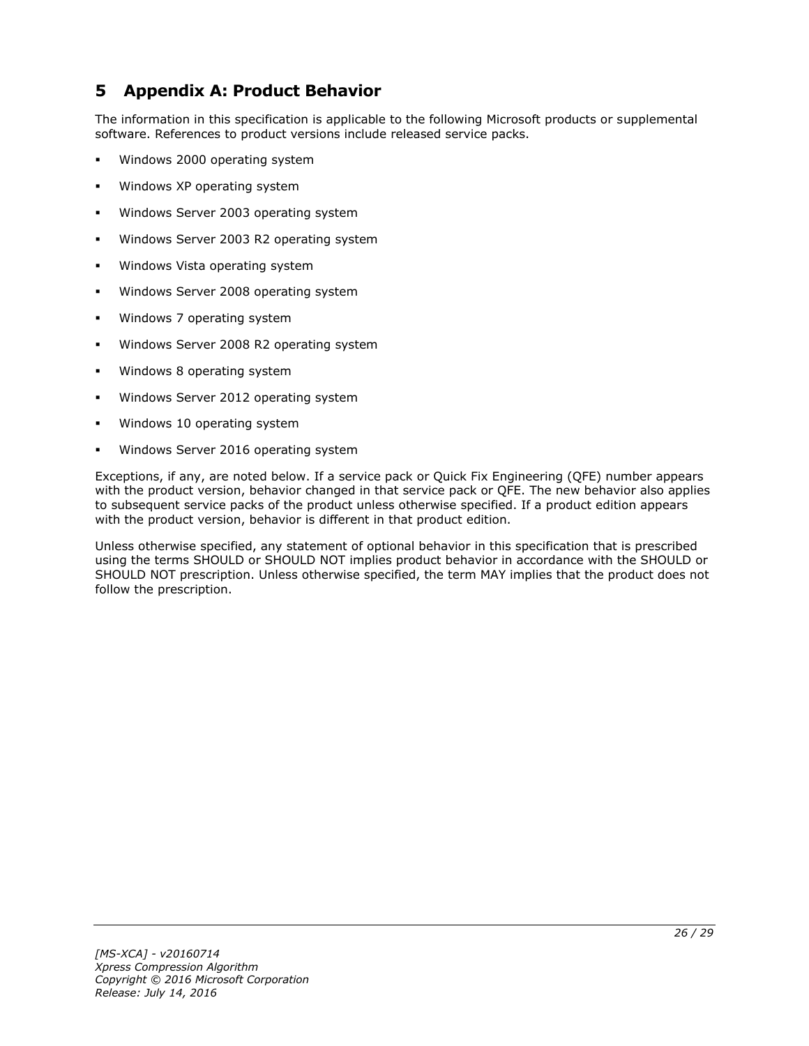# 5 Appendix A: Product Behavior

The information in this specification is applicable to the following Microsoft products or supplemental software. References to product versions include released service packs.

- Windows 2000 operating system
- Windows XP operating system
- Windows Server 2003 operating system
- Windows Server 2003 R2 operating system
- Windows Vista operating system
- Windows Server 2008 operating system
- Windows 7 operating system
- Windows Server 2008 R2 operating system
- Windows 8 operating system
- Windows Server 2012 operating system
- Windows 10 operating system
- Windows Server 2016 operating system

Exceptions, if any, are noted below. If a service pack or Quick Fix Engineering (QFE) number appears with the product version, behavior changed in that service pack or QFE. The new behavior also applies to subsequent service packs of the product unless otherwise specified. If a product edition appears with the product version, behavior is different in that product edition.

Unless otherwise specified, any statement of optional behavior in this specification that is prescribed using the terms SHOULD or SHOULD NOT implies product behavior in accordance with the SHOULD or SHOULD NOT prescription. Unless otherwise specified, the term MAY implies that the product does not follow the prescription.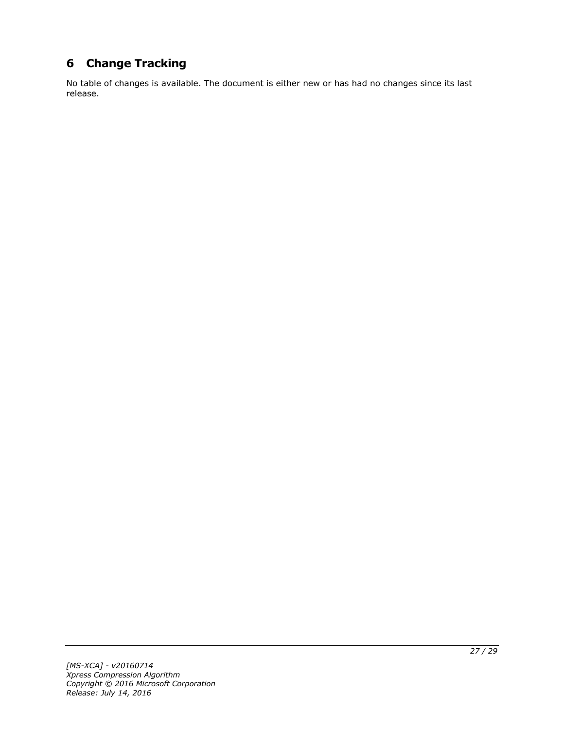# 6 Change Tracking

No table of changes is available. The document is either new or has had no changes since its last release.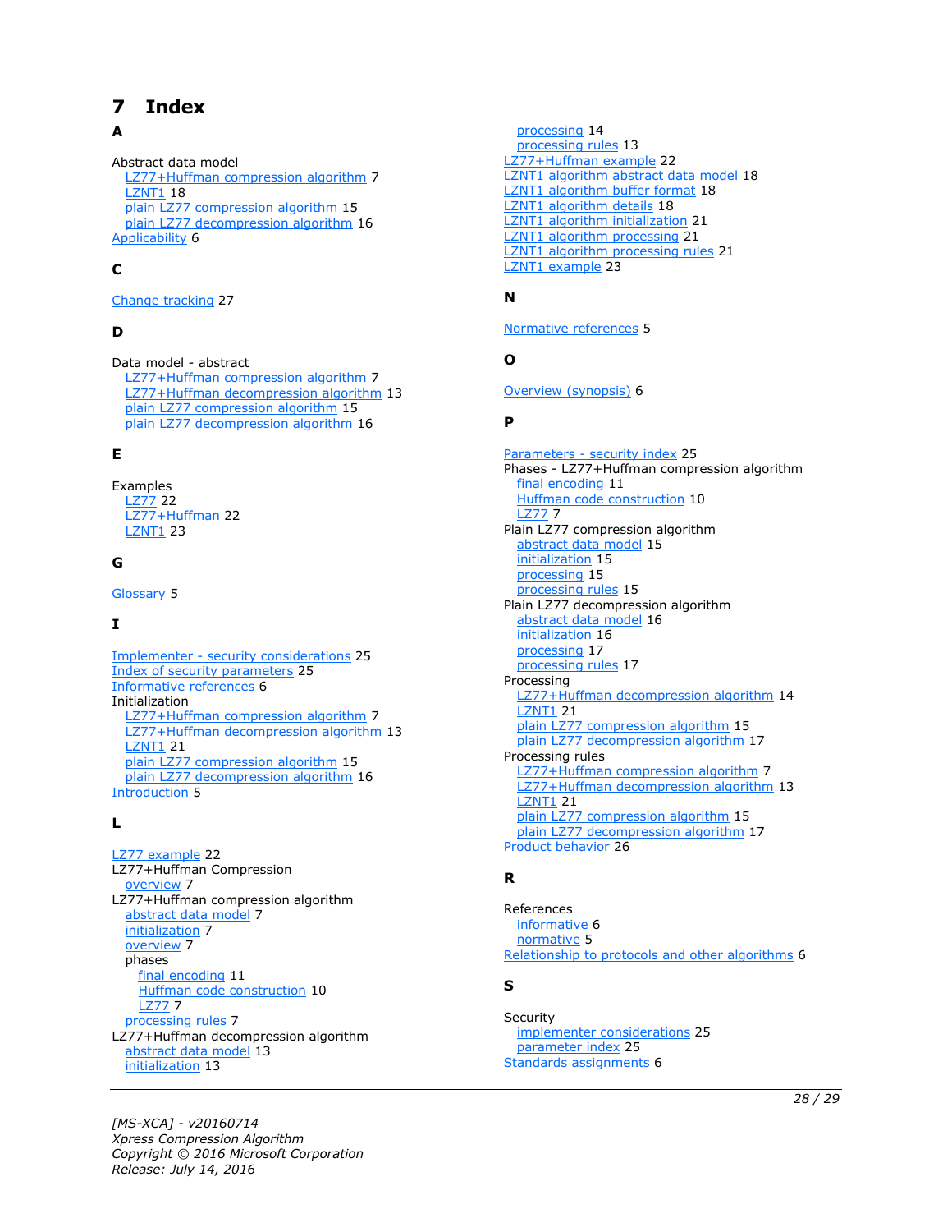# 7 Index

**A**

Abstract data model
- LZ77+Huffman compression algorithm 7
- LZNT1 18
- plain LZ77 compression algorithm 15
- plain LZ77 decompression algorithm 16

Applicability 6

**C**

Change tracking 27

**D**

Data model - abstract
- LZ77+Huffman compression algorithm 7
- LZ77+Huffman decompression algorithm 13
- plain LZ77 compression algorithm 15
- plain LZ77 decompression algorithm 16

**E**

Examples
- LZ77 22
- LZ77+Huffman 22
- LZNT1 23

**G**

Glossary 5

**I**

Implementer - security considerations 25
Index of security parameters 25
Informative references 6
Initialization
- LZ77+Huffman compression algorithm 7
- LZ77+Huffman decompression algorithm 13
- LZNT1 21
- plain LZ77 compression algorithm 15
- plain LZ77 decompression algorithm 16

Introduction 5

**L**

LZ77 example 22
LZ77+Huffman Compression
- overview 7

LZ77+Huffman compression algorithm
- abstract data model 7
- initialization 7
- overview 7
- phases
  - final encoding 11
  - Huffman code construction 10
  - LZ77 7
- processing rules 7

LZ77+Huffman decompression algorithm
- abstract data model 13
- initialization 13
- processing 14
- processing rules 13

LZ77+Huffman example 22
LZNT1 algorithm abstract data model 18
LZNT1 algorithm buffer format 18
LZNT1 algorithm details 18
LZNT1 algorithm initialization 21
LZNT1 algorithm processing 21
LZNT1 algorithm processing rules 21
LZNT1 example 23

**N**

Normative references 5

**O**

Overview (synopsis) 6

**P**

Parameters - security index 25
Phases - LZ77+Huffman compression algorithm
- final encoding 11
- Huffman code construction 10
- LZ77 7

Plain LZ77 compression algorithm
- abstract data model 15
- initialization 15
- processing 15
- processing rules 15

Plain LZ77 decompression algorithm
- abstract data model 16
- initialization 16
- processing 17
- processing rules 17

Processing
- LZ77+Huffman decompression algorithm 14
- LZNT1 21
- plain LZ77 compression algorithm 15
- plain LZ77 decompression algorithm 17

Processing rules
- LZ77+Huffman compression algorithm 7
- LZ77+Huffman decompression algorithm 13
- LZNT1 21
- plain LZ77 compression algorithm 15
- plain LZ77 decompression algorithm 17

Product behavior 26

**R**

References
- informative 6
- normative 5

Relationship to protocols and other algorithms 6

**S**

Security
- implementer considerations 25
- parameter index 25

Standards assignments 6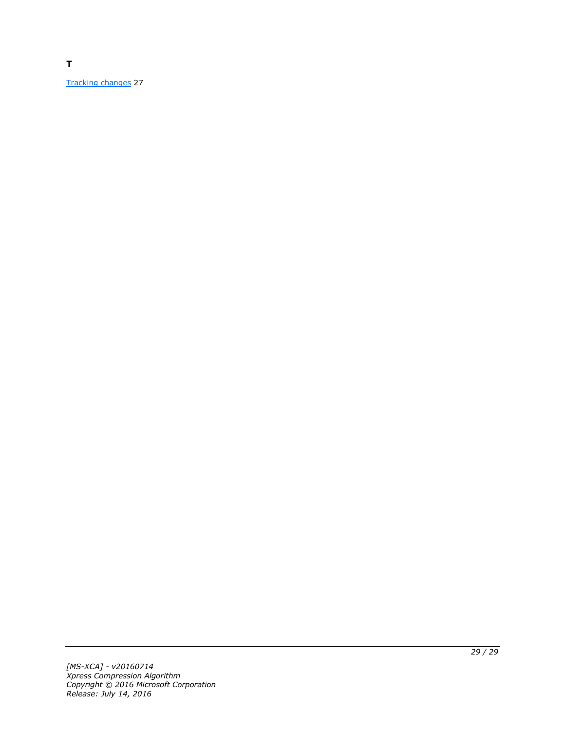**T**

Tracking changes 27